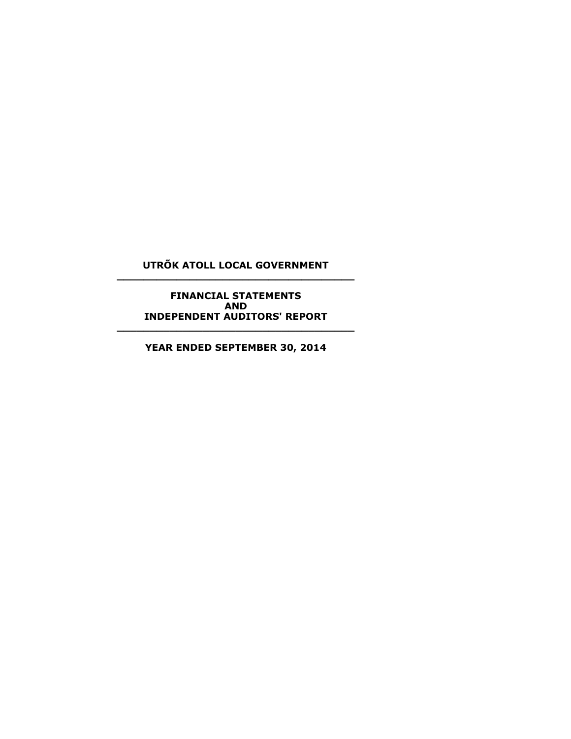# UTRÕK ATOLL LOCAL GOVERNMENT

---

## FINANCIAL STATEMENTS
## AND
## INDEPENDENT AUDITORS' REPORT

---

### YEAR ENDED SEPTEMBER 30, 2014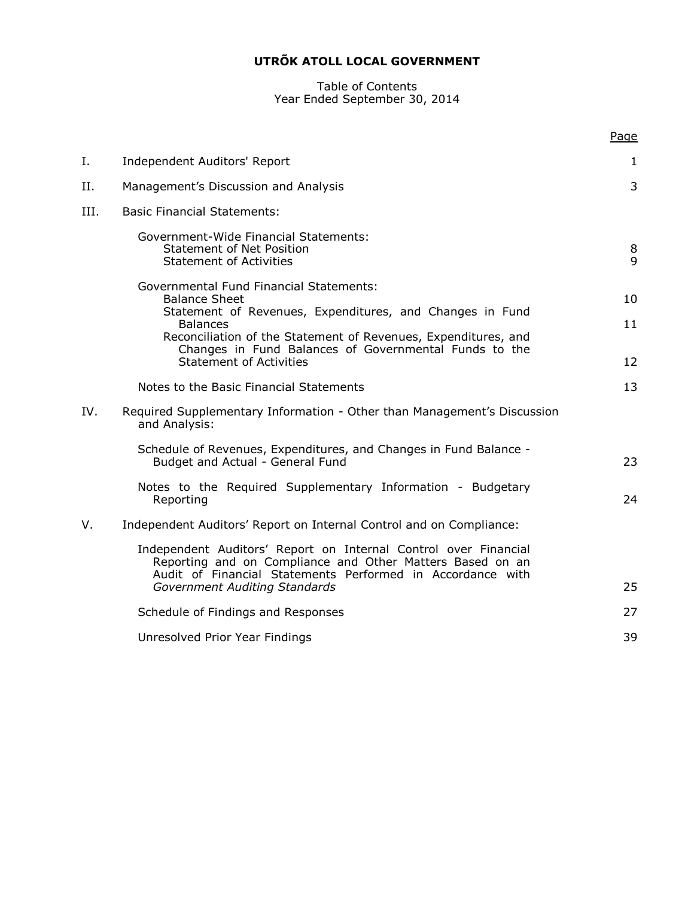# UTRÕK ATOLL LOCAL GOVERNMENT

Table of Contents
Year Ended September 30, 2014

| | | Page |
|---|---|---|
| I. | Independent Auditors' Report | 1 |
| II. | Management's Discussion and Analysis | 3 |
| III. | Basic Financial Statements: | |
| | Government-Wide Financial Statements: | |
| | Statement of Net Position | 8 |
| | Statement of Activities | 9 |
| | Governmental Fund Financial Statements: | |
| | Balance Sheet | 10 |
| | Statement of Revenues, Expenditures, and Changes in Fund Balances | 11 |
| | Reconciliation of the Statement of Revenues, Expenditures, and Changes in Fund Balances of Governmental Funds to the Statement of Activities | 12 |
| | Notes to the Basic Financial Statements | 13 |
| IV. | Required Supplementary Information - Other than Management's Discussion and Analysis: | |
| | Schedule of Revenues, Expenditures, and Changes in Fund Balance - Budget and Actual - General Fund | 23 |
| | Notes to the Required Supplementary Information - Budgetary Reporting | 24 |
| V. | Independent Auditors' Report on Internal Control and on Compliance: | |
| | Independent Auditors' Report on Internal Control over Financial Reporting and on Compliance and Other Matters Based on an Audit of Financial Statements Performed in Accordance with *Government Auditing Standards* | 25 |
| | Schedule of Findings and Responses | 27 |
| | Unresolved Prior Year Findings | 39 |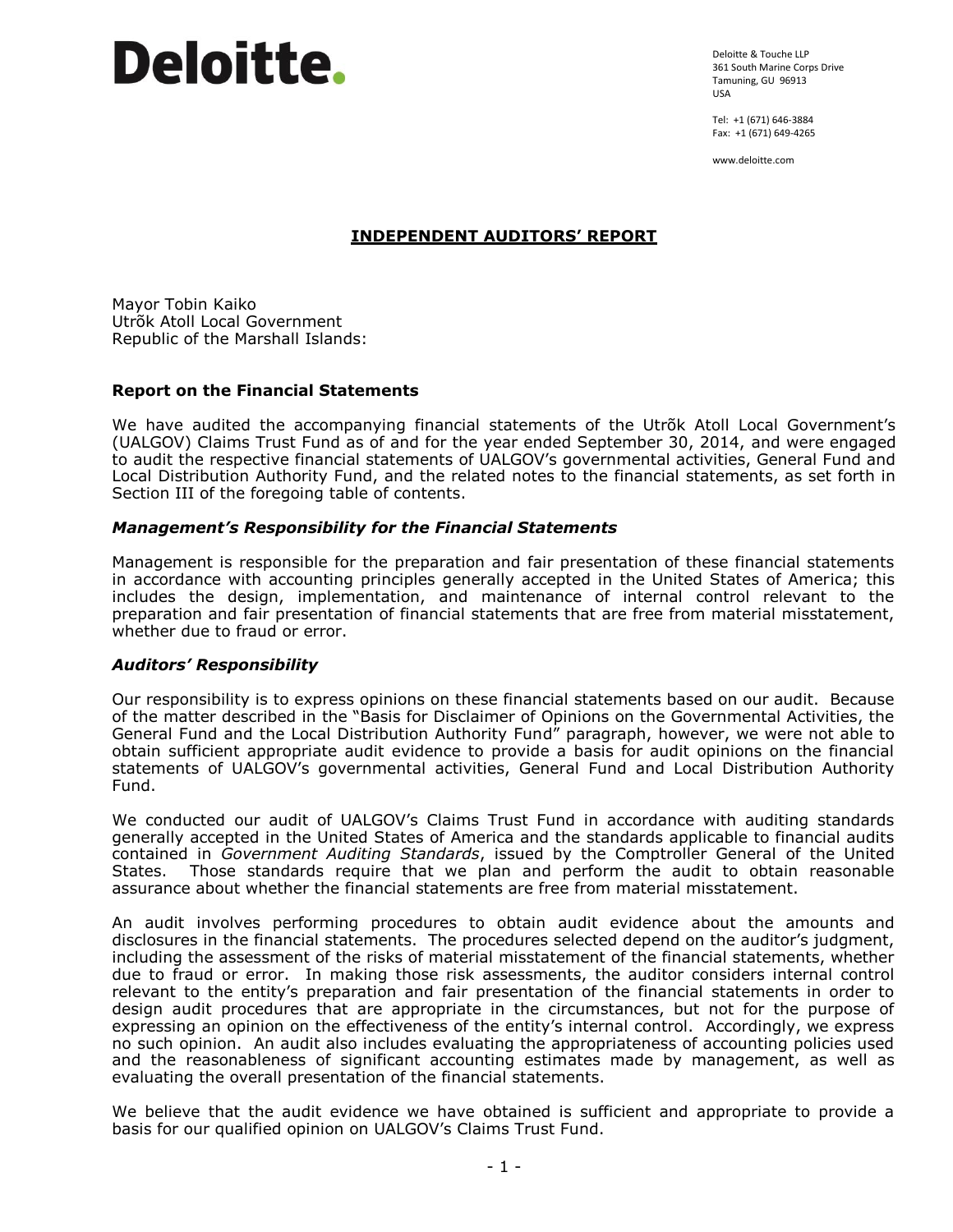# Deloitte.

Deloitte & Touche LLP
361 South Marine Corps Drive
Tamuning, GU 96913
USA

Tel: +1 (671) 646-3884
Fax: +1 (671) 649-4265

www.deloitte.com

## INDEPENDENT AUDITORS' REPORT

Mayor Tobin Kaiko
Utrõk Atoll Local Government
Republic of the Marshall Islands:

### Report on the Financial Statements

We have audited the accompanying financial statements of the Utrõk Atoll Local Government's (UALGOV) Claims Trust Fund as of and for the year ended September 30, 2014, and were engaged to audit the respective financial statements of UALGOV's governmental activities, General Fund and Local Distribution Authority Fund, and the related notes to the financial statements, as set forth in Section III of the foregoing table of contents.

### *Management's Responsibility for the Financial Statements*

Management is responsible for the preparation and fair presentation of these financial statements in accordance with accounting principles generally accepted in the United States of America; this includes the design, implementation, and maintenance of internal control relevant to the preparation and fair presentation of financial statements that are free from material misstatement, whether due to fraud or error.

### *Auditors' Responsibility*

Our responsibility is to express opinions on these financial statements based on our audit. Because of the matter described in the "Basis for Disclaimer of Opinions on the Governmental Activities, the General Fund and the Local Distribution Authority Fund" paragraph, however, we were not able to obtain sufficient appropriate audit evidence to provide a basis for audit opinions on the financial statements of UALGOV's governmental activities, General Fund and Local Distribution Authority Fund.

We conducted our audit of UALGOV's Claims Trust Fund in accordance with auditing standards generally accepted in the United States of America and the standards applicable to financial audits contained in *Government Auditing Standards*, issued by the Comptroller General of the United States. Those standards require that we plan and perform the audit to obtain reasonable assurance about whether the financial statements are free from material misstatement.

An audit involves performing procedures to obtain audit evidence about the amounts and disclosures in the financial statements. The procedures selected depend on the auditor's judgment, including the assessment of the risks of material misstatement of the financial statements, whether due to fraud or error. In making those risk assessments, the auditor considers internal control relevant to the entity's preparation and fair presentation of the financial statements in order to design audit procedures that are appropriate in the circumstances, but not for the purpose of expressing an opinion on the effectiveness of the entity's internal control. Accordingly, we express no such opinion. An audit also includes evaluating the appropriateness of accounting policies used and the reasonableness of significant accounting estimates made by management, as well as evaluating the overall presentation of the financial statements.

We believe that the audit evidence we have obtained is sufficient and appropriate to provide a basis for our qualified opinion on UALGOV's Claims Trust Fund.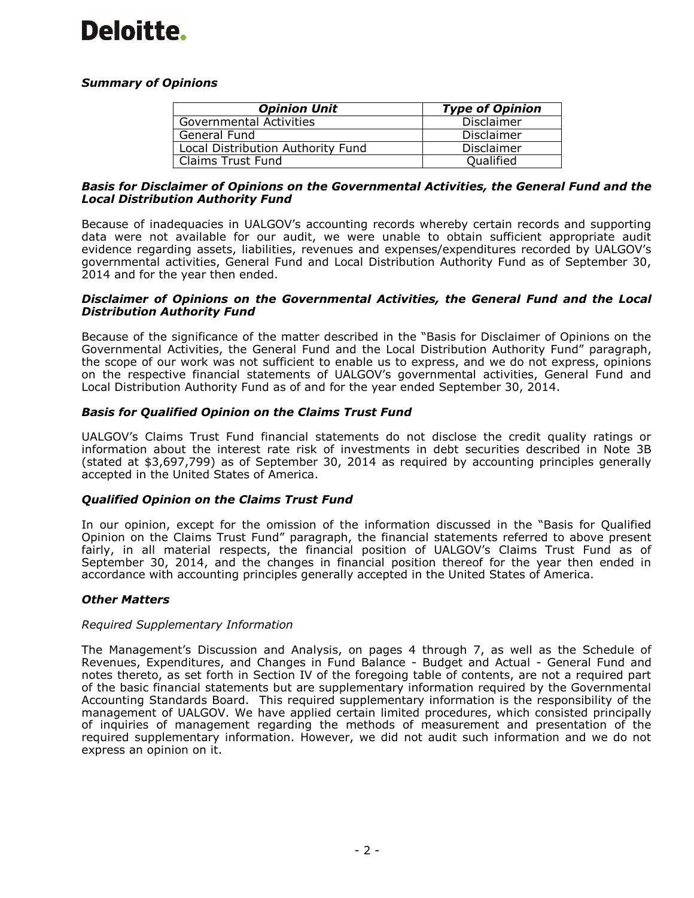Deloitte.

***Summary of Opinions***

| *Opinion Unit* | *Type of Opinion* |
|---|---|
| Governmental Activities | Disclaimer |
| General Fund | Disclaimer |
| Local Distribution Authority Fund | Disclaimer |
| Claims Trust Fund | Qualified |

***Basis for Disclaimer of Opinions on the Governmental Activities, the General Fund and the Local Distribution Authority Fund***

Because of inadequacies in UALGOV's accounting records whereby certain records and supporting data were not available for our audit, we were unable to obtain sufficient appropriate audit evidence regarding assets, liabilities, revenues and expenses/expenditures recorded by UALGOV's governmental activities, General Fund and Local Distribution Authority Fund as of September 30, 2014 and for the year then ended.

***Disclaimer of Opinions on the Governmental Activities, the General Fund and the Local Distribution Authority Fund***

Because of the significance of the matter described in the "Basis for Disclaimer of Opinions on the Governmental Activities, the General Fund and the Local Distribution Authority Fund" paragraph, the scope of our work was not sufficient to enable us to express, and we do not express, opinions on the respective financial statements of UALGOV's governmental activities, General Fund and Local Distribution Authority Fund as of and for the year ended September 30, 2014.

***Basis for Qualified Opinion on the Claims Trust Fund***

UALGOV's Claims Trust Fund financial statements do not disclose the credit quality ratings or information about the interest rate risk of investments in debt securities described in Note 3B (stated at $3,697,799) as of September 30, 2014 as required by accounting principles generally accepted in the United States of America.

***Qualified Opinion on the Claims Trust Fund***

In our opinion, except for the omission of the information discussed in the "Basis for Qualified Opinion on the Claims Trust Fund" paragraph, the financial statements referred to above present fairly, in all material respects, the financial position of UALGOV's Claims Trust Fund as of September 30, 2014, and the changes in financial position thereof for the year then ended in accordance with accounting principles generally accepted in the United States of America.

***Other Matters***

*Required Supplementary Information*

The Management's Discussion and Analysis, on pages 4 through 7, as well as the Schedule of Revenues, Expenditures, and Changes in Fund Balance - Budget and Actual - General Fund and notes thereto, as set forth in Section IV of the foregoing table of contents, are not a required part of the basic financial statements but are supplementary information required by the Governmental Accounting Standards Board. This required supplementary information is the responsibility of the management of UALGOV. We have applied certain limited procedures, which consisted principally of inquiries of management regarding the methods of measurement and presentation of the required supplementary information. However, we did not audit such information and we do not express an opinion on it.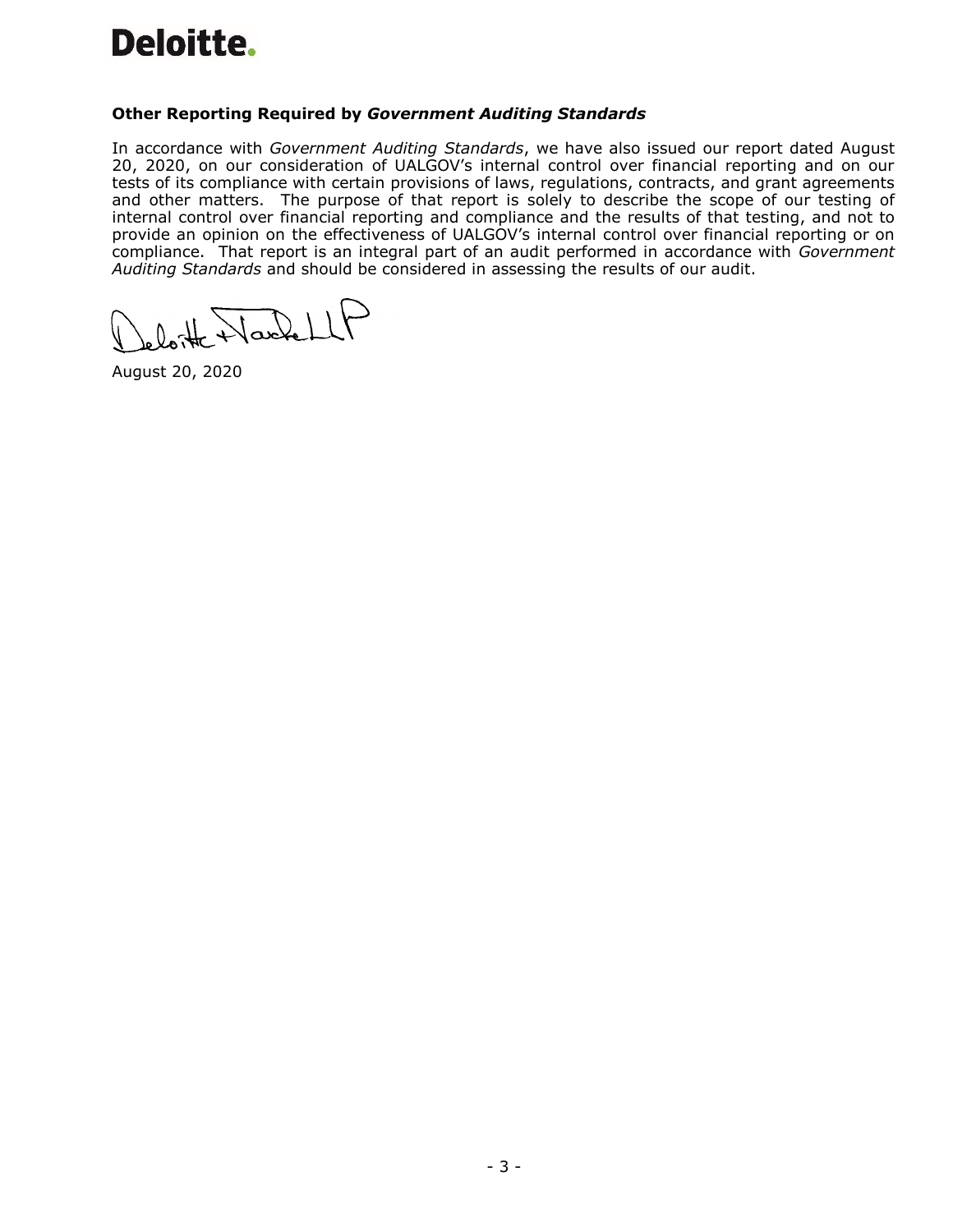Deloitte.

## Other Reporting Required by *Government Auditing Standards*

In accordance with *Government Auditing Standards*, we have also issued our report dated August 20, 2020, on our consideration of UALGOV's internal control over financial reporting and on our tests of its compliance with certain provisions of laws, regulations, contracts, and grant agreements and other matters. The purpose of that report is solely to describe the scope of our testing of internal control over financial reporting and compliance and the results of that testing, and not to provide an opinion on the effectiveness of UALGOV's internal control over financial reporting or on compliance. That report is an integral part of an audit performed in accordance with *Government Auditing Standards* and should be considered in assessing the results of our audit.

Deloitte & Touche LLP

August 20, 2020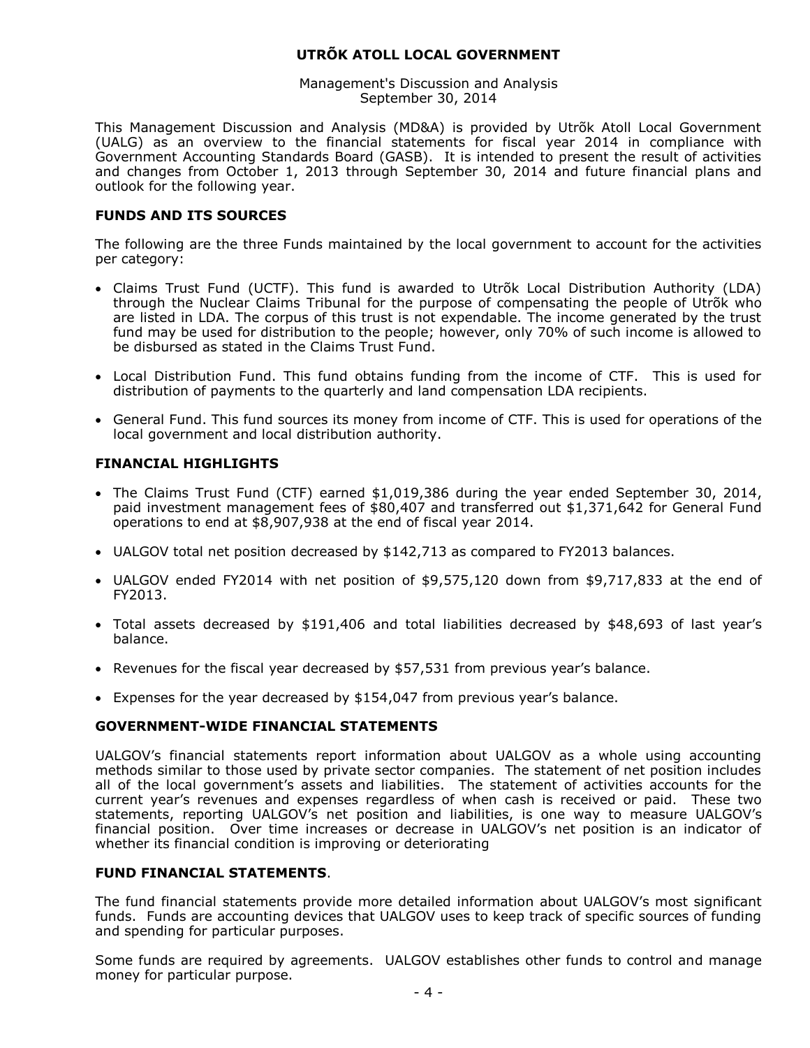# UTRÕK ATOLL LOCAL GOVERNMENT

Management's Discussion and Analysis
September 30, 2014

This Management Discussion and Analysis (MD&A) is provided by Utrõk Atoll Local Government (UALG) as an overview to the financial statements for fiscal year 2014 in compliance with Government Accounting Standards Board (GASB). It is intended to present the result of activities and changes from October 1, 2013 through September 30, 2014 and future financial plans and outlook for the following year.

## FUNDS AND ITS SOURCES

The following are the three Funds maintained by the local government to account for the activities per category:

- Claims Trust Fund (UCTF). This fund is awarded to Utrõk Local Distribution Authority (LDA) through the Nuclear Claims Tribunal for the purpose of compensating the people of Utrõk who are listed in LDA. The corpus of this trust is not expendable. The income generated by the trust fund may be used for distribution to the people; however, only 70% of such income is allowed to be disbursed as stated in the Claims Trust Fund.
- Local Distribution Fund. This fund obtains funding from the income of CTF. This is used for distribution of payments to the quarterly and land compensation LDA recipients.
- General Fund. This fund sources its money from income of CTF. This is used for operations of the local government and local distribution authority.

## FINANCIAL HIGHLIGHTS

- The Claims Trust Fund (CTF) earned $1,019,386 during the year ended September 30, 2014, paid investment management fees of $80,407 and transferred out $1,371,642 for General Fund operations to end at $8,907,938 at the end of fiscal year 2014.
- UALGOV total net position decreased by $142,713 as compared to FY2013 balances.
- UALGOV ended FY2014 with net position of $9,575,120 down from $9,717,833 at the end of FY2013.
- Total assets decreased by $191,406 and total liabilities decreased by $48,693 of last year's balance.
- Revenues for the fiscal year decreased by $57,531 from previous year's balance.
- Expenses for the year decreased by $154,047 from previous year's balance.

## GOVERNMENT-WIDE FINANCIAL STATEMENTS

UALGOV's financial statements report information about UALGOV as a whole using accounting methods similar to those used by private sector companies. The statement of net position includes all of the local government's assets and liabilities. The statement of activities accounts for the current year's revenues and expenses regardless of when cash is received or paid. These two statements, reporting UALGOV's net position and liabilities, is one way to measure UALGOV's financial position. Over time increases or decrease in UALGOV's net position is an indicator of whether its financial condition is improving or deteriorating

## FUND FINANCIAL STATEMENTS.

The fund financial statements provide more detailed information about UALGOV's most significant funds. Funds are accounting devices that UALGOV uses to keep track of specific sources of funding and spending for particular purposes.

Some funds are required by agreements. UALGOV establishes other funds to control and manage money for particular purpose.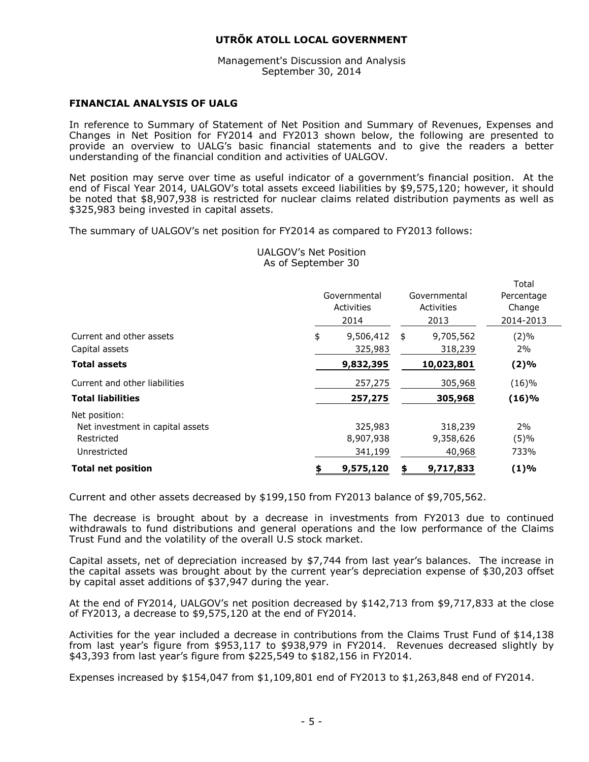# UTRÕK ATOLL LOCAL GOVERNMENT

Management's Discussion and Analysis
September 30, 2014

## FINANCIAL ANALYSIS OF UALG

In reference to Summary of Statement of Net Position and Summary of Revenues, Expenses and Changes in Net Position for FY2014 and FY2013 shown below, the following are presented to provide an overview to UALG's basic financial statements and to give the readers a better understanding of the financial condition and activities of UALGOV.

Net position may serve over time as useful indicator of a government's financial position. At the end of Fiscal Year 2014, UALGOV's total assets exceed liabilities by $9,575,120; however, it should be noted that $8,907,938 is restricted for nuclear claims related distribution payments as well as $325,983 being invested in capital assets.

The summary of UALGOV's net position for FY2014 as compared to FY2013 follows:

UALGOV's Net Position
As of September 30

| | Governmental Activities 2014 | Governmental Activities 2013 | Total Percentage Change 2014-2013 |
|---|---|---|---|
| Current and other assets | $ 9,506,412 | $ 9,705,562 | (2)% |
| Capital assets | 325,983 | 318,239 | 2% |
| **Total assets** | **9,832,395** | **10,023,801** | **(2)%** |
| Current and other liabilities | 257,275 | 305,968 | (16)% |
| **Total liabilities** | **257,275** | **305,968** | **(16)%** |
| Net position: | | | |
| Net investment in capital assets | 325,983 | 318,239 | 2% |
| Restricted | 8,907,938 | 9,358,626 | (5)% |
| Unrestricted | 341,199 | 40,968 | 733% |
| **Total net position** | **$ 9,575,120** | **$ 9,717,833** | **(1)%** |

Current and other assets decreased by $199,150 from FY2013 balance of $9,705,562.

The decrease is brought about by a decrease in investments from FY2013 due to continued withdrawals to fund distributions and general operations and the low performance of the Claims Trust Fund and the volatility of the overall U.S stock market.

Capital assets, net of depreciation increased by $7,744 from last year's balances. The increase in the capital assets was brought about by the current year's depreciation expense of $30,203 offset by capital asset additions of $37,947 during the year.

At the end of FY2014, UALGOV's net position decreased by $142,713 from $9,717,833 at the close of FY2013, a decrease to $9,575,120 at the end of FY2014.

Activities for the year included a decrease in contributions from the Claims Trust Fund of $14,138 from last year's figure from $953,117 to $938,979 in FY2014. Revenues decreased slightly by $43,393 from last year's figure from $225,549 to $182,156 in FY2014.

Expenses increased by $154,047 from $1,109,801 end of FY2013 to $1,263,848 end of FY2014.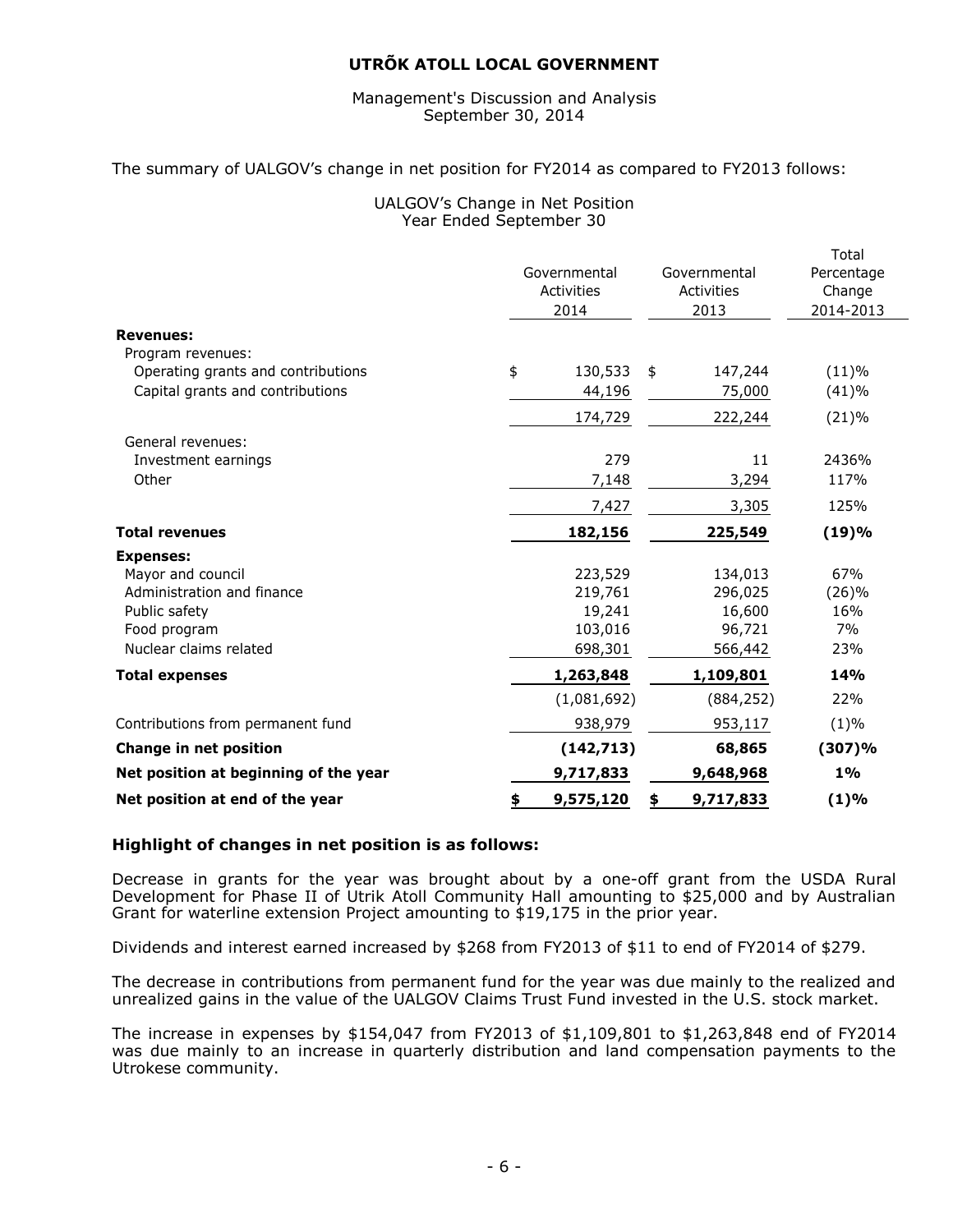# UTRÕK ATOLL LOCAL GOVERNMENT

Management's Discussion and Analysis
September 30, 2014

The summary of UALGOV's change in net position for FY2014 as compared to FY2013 follows:

UALGOV's Change in Net Position
Year Ended September 30

| | Governmental Activities 2014 | Governmental Activities 2013 | Total Percentage Change 2014-2013 |
|---|---|---|---|
| **Revenues:** | | | |
| Program revenues: | | | |
| Operating grants and contributions | $ 130,533 | $ 147,244 | (11)% |
| Capital grants and contributions | 44,196 | 75,000 | (41)% |
| | 174,729 | 222,244 | (21)% |
| General revenues: | | | |
| Investment earnings | 279 | 11 | 2436% |
| Other | 7,148 | 3,294 | 117% |
| | 7,427 | 3,305 | 125% |
| **Total revenues** | **182,156** | **225,549** | **(19)%** |
| **Expenses:** | | | |
| Mayor and council | 223,529 | 134,013 | 67% |
| Administration and finance | 219,761 | 296,025 | (26)% |
| Public safety | 19,241 | 16,600 | 16% |
| Food program | 103,016 | 96,721 | 7% |
| Nuclear claims related | 698,301 | 566,442 | 23% |
| **Total expenses** | **1,263,848** | **1,109,801** | **14%** |
| | (1,081,692) | (884,252) | 22% |
| Contributions from permanent fund | 938,979 | 953,117 | (1)% |
| **Change in net position** | **(142,713)** | **68,865** | **(307)%** |
| **Net position at beginning of the year** | **9,717,833** | **9,648,968** | **1%** |
| **Net position at end of the year** | **$ 9,575,120** | **$ 9,717,833** | **(1)%** |

**Highlight of changes in net position is as follows:**

Decrease in grants for the year was brought about by a one-off grant from the USDA Rural Development for Phase II of Utrik Atoll Community Hall amounting to $25,000 and by Australian Grant for waterline extension Project amounting to $19,175 in the prior year.

Dividends and interest earned increased by $268 from FY2013 of $11 to end of FY2014 of $279.

The decrease in contributions from permanent fund for the year was due mainly to the realized and unrealized gains in the value of the UALGOV Claims Trust Fund invested in the U.S. stock market.

The increase in expenses by $154,047 from FY2013 of $1,109,801 to $1,263,848 end of FY2014 was due mainly to an increase in quarterly distribution and land compensation payments to the Utrokese community.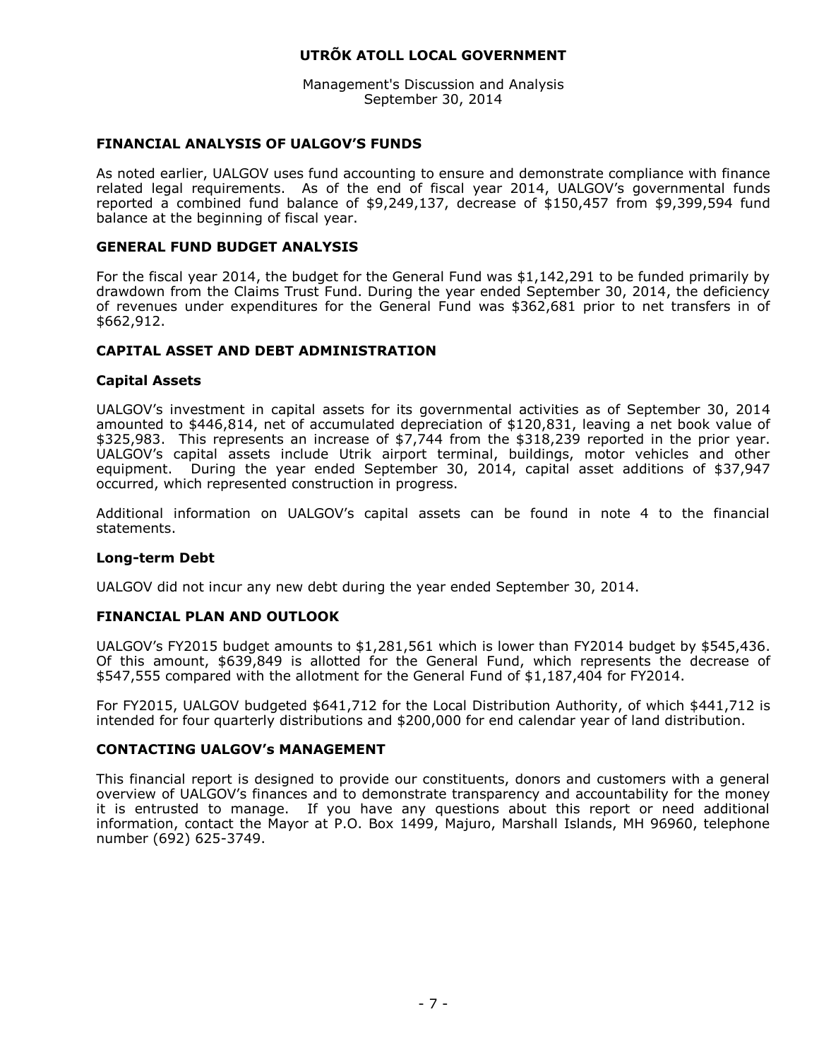## FINANCIAL ANALYSIS OF UALGOV'S FUNDS

As noted earlier, UALGOV uses fund accounting to ensure and demonstrate compliance with finance related legal requirements. As of the end of fiscal year 2014, UALGOV's governmental funds reported a combined fund balance of $9,249,137, decrease of $150,457 from $9,399,594 fund balance at the beginning of fiscal year.

## GENERAL FUND BUDGET ANALYSIS

For the fiscal year 2014, the budget for the General Fund was $1,142,291 to be funded primarily by drawdown from the Claims Trust Fund. During the year ended September 30, 2014, the deficiency of revenues under expenditures for the General Fund was $362,681 prior to net transfers in of $662,912.

## CAPITAL ASSET AND DEBT ADMINISTRATION

### Capital Assets

UALGOV's investment in capital assets for its governmental activities as of September 30, 2014 amounted to $446,814, net of accumulated depreciation of $120,831, leaving a net book value of $325,983. This represents an increase of $7,744 from the $318,239 reported in the prior year. UALGOV's capital assets include Utrik airport terminal, buildings, motor vehicles and other equipment. During the year ended September 30, 2014, capital asset additions of $37,947 occurred, which represented construction in progress.

Additional information on UALGOV's capital assets can be found in note 4 to the financial statements.

### Long-term Debt

UALGOV did not incur any new debt during the year ended September 30, 2014.

## FINANCIAL PLAN AND OUTLOOK

UALGOV's FY2015 budget amounts to $1,281,561 which is lower than FY2014 budget by $545,436. Of this amount, $639,849 is allotted for the General Fund, which represents the decrease of $547,555 compared with the allotment for the General Fund of $1,187,404 for FY2014.

For FY2015, UALGOV budgeted $641,712 for the Local Distribution Authority, of which $441,712 is intended for four quarterly distributions and $200,000 for end calendar year of land distribution.

## CONTACTING UALGOV's MANAGEMENT

This financial report is designed to provide our constituents, donors and customers with a general overview of UALGOV's finances and to demonstrate transparency and accountability for the money it is entrusted to manage. If you have any questions about this report or need additional information, contact the Mayor at P.O. Box 1499, Majuro, Marshall Islands, MH 96960, telephone number (692) 625-3749.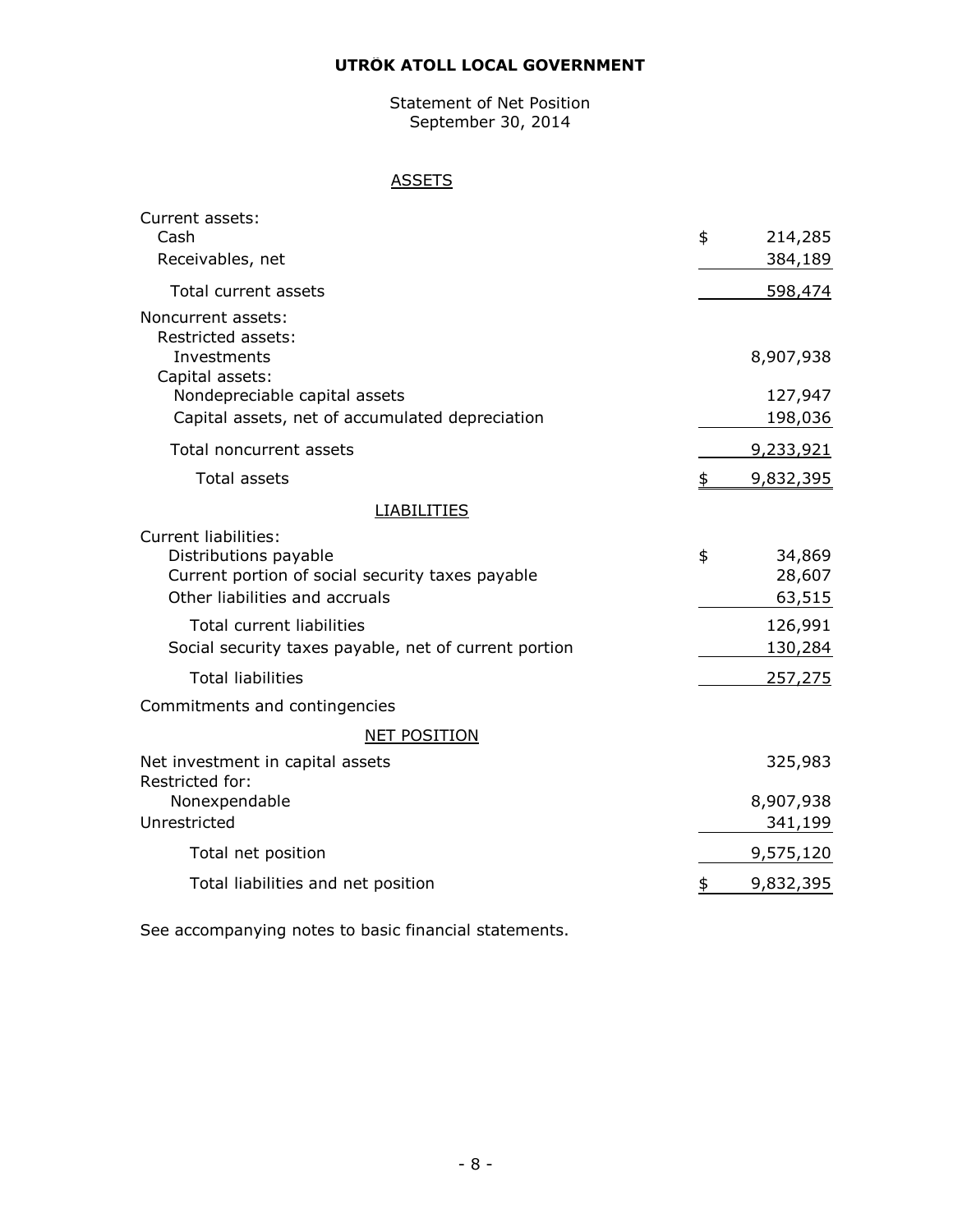# UTRÖK ATOLL LOCAL GOVERNMENT

Statement of Net Position
September 30, 2014

## ASSETS

| | |
|---|---|
| Current assets: | |
| Cash | $ 214,285 |
| Receivables, net | 384,189 |
| Total current assets | 598,474 |
| Noncurrent assets: | |
| Restricted assets: | |
| Investments | 8,907,938 |
| Capital assets: | |
| Nondepreciable capital assets | 127,947 |
| Capital assets, net of accumulated depreciation | 198,036 |
| Total noncurrent assets | 9,233,921 |
| Total assets | $ 9,832,395 |

## LIABILITIES

| | |
|---|---|
| Current liabilities: | |
| Distributions payable | $ 34,869 |
| Current portion of social security taxes payable | 28,607 |
| Other liabilities and accruals | 63,515 |
| Total current liabilities | 126,991 |
| Social security taxes payable, net of current portion | 130,284 |
| Total liabilities | 257,275 |
| Commitments and contingencies | |

## NET POSITION

| | |
|---|---|
| Net investment in capital assets | 325,983 |
| Restricted for: | |
| Nonexpendable | 8,907,938 |
| Unrestricted | 341,199 |
| Total net position | 9,575,120 |
| Total liabilities and net position | $ 9,832,395 |

See accompanying notes to basic financial statements.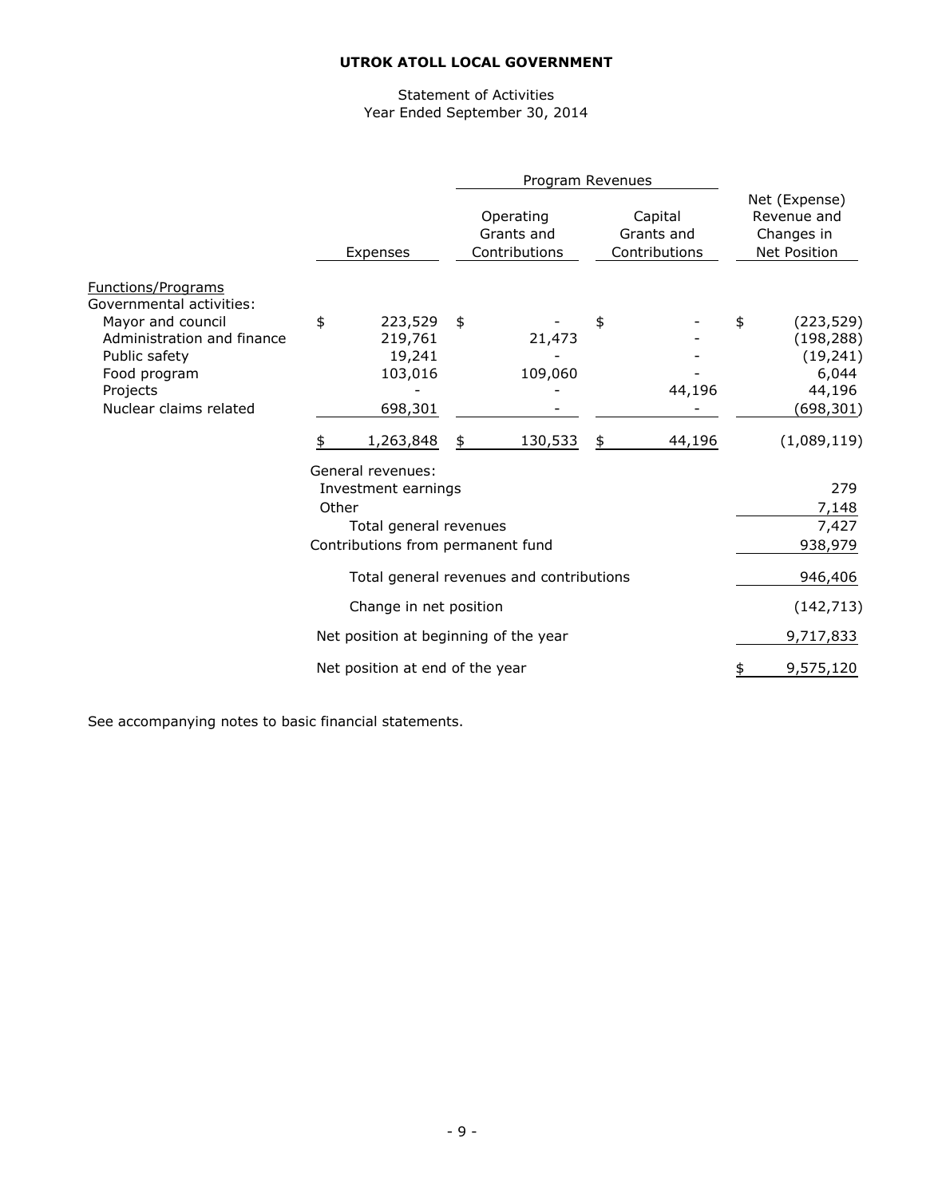**UTROK ATOLL LOCAL GOVERNMENT**

Statement of Activities
Year Ended September 30, 2014

| | | Program Revenues | | |
|---|---|---|---|---|
| | Expenses | Operating Grants and Contributions | Capital Grants and Contributions | Net (Expense) Revenue and Changes in Net Position |
| Functions/Programs | | | | |
| Governmental activities: | | | | |
| Mayor and council | $ 223,529 | $ - | $ - | $ (223,529) |
| Administration and finance | 219,761 | 21,473 | - | (198,288) |
| Public safety | 19,241 | - | - | (19,241) |
| Food program | 103,016 | 109,060 | - | 6,044 |
| Projects | - | - | 44,196 | 44,196 |
| Nuclear claims related | 698,301 | - | - | (698,301) |
| | $ 1,263,848 | $ 130,533 | $ 44,196 | (1,089,119) |
| General revenues: | | | | |
| Investment earnings | | | | 279 |
| Other | | | | 7,148 |
| Total general revenues | | | | 7,427 |
| Contributions from permanent fund | | | | 938,979 |
| Total general revenues and contributions | | | | 946,406 |
| Change in net position | | | | (142,713) |
| Net position at beginning of the year | | | | 9,717,833 |
| Net position at end of the year | | | | $ 9,575,120 |

See accompanying notes to basic financial statements.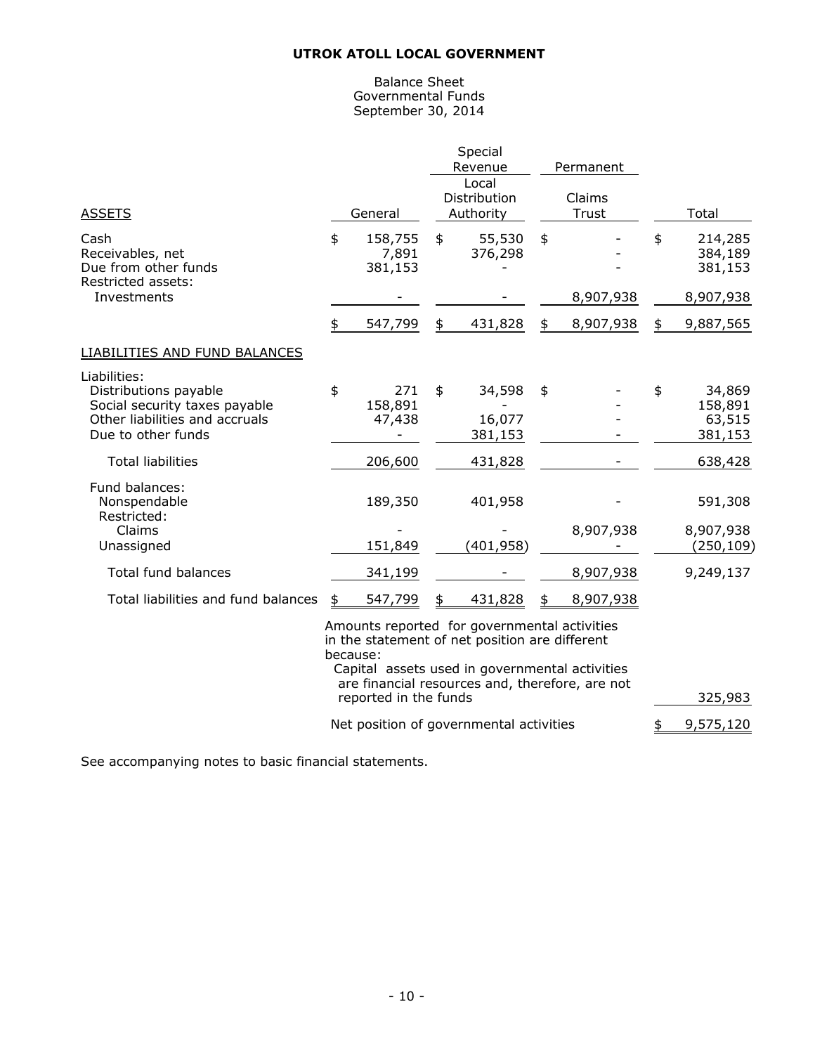**UTROK ATOLL LOCAL GOVERNMENT**

Balance Sheet
Governmental Funds
September 30, 2014

| | General | Special Revenue<br>Local Distribution Authority | Permanent<br>Claims Trust | Total |
|---|---|---|---|---|
| ASSETS | | | | |
| Cash | $ 158,755 | $ 55,530 | $ - | $ 214,285 |
| Receivables, net | 7,891 | 376,298 | - | 384,189 |
| Due from other funds | 381,153 | - | - | 381,153 |
| Restricted assets: | | | | |
| Investments | - | - | 8,907,938 | 8,907,938 |
| | $ 547,799 | $ 431,828 | $ 8,907,938 | $ 9,887,565 |
| LIABILITIES AND FUND BALANCES | | | | |
| Liabilities: | | | | |
| Distributions payable | $ 271 | $ 34,598 | $ - | $ 34,869 |
| Social security taxes payable | 158,891 | - | - | 158,891 |
| Other liabilities and accruals | 47,438 | 16,077 | - | 63,515 |
| Due to other funds | - | 381,153 | - | 381,153 |
| Total liabilities | 206,600 | 431,828 | - | 638,428 |
| Fund balances: | | | | |
| Nonspendable | 189,350 | 401,958 | - | 591,308 |
| Restricted: | | | | |
| Claims | - | - | 8,907,938 | 8,907,938 |
| Unassigned | 151,849 | (401,958) | - | (250,109) |
| Total fund balances | 341,199 | - | 8,907,938 | 9,249,137 |
| Total liabilities and fund balances | $ 547,799 | $ 431,828 | $ 8,907,938 | |
| Amounts reported for governmental activities in the statement of net position are different because: | | | | |
| Capital assets used in governmental activities are financial resources and, therefore, are not reported in the funds | | | | 325,983 |
| Net position of governmental activities | | | | $ 9,575,120 |

See accompanying notes to basic financial statements.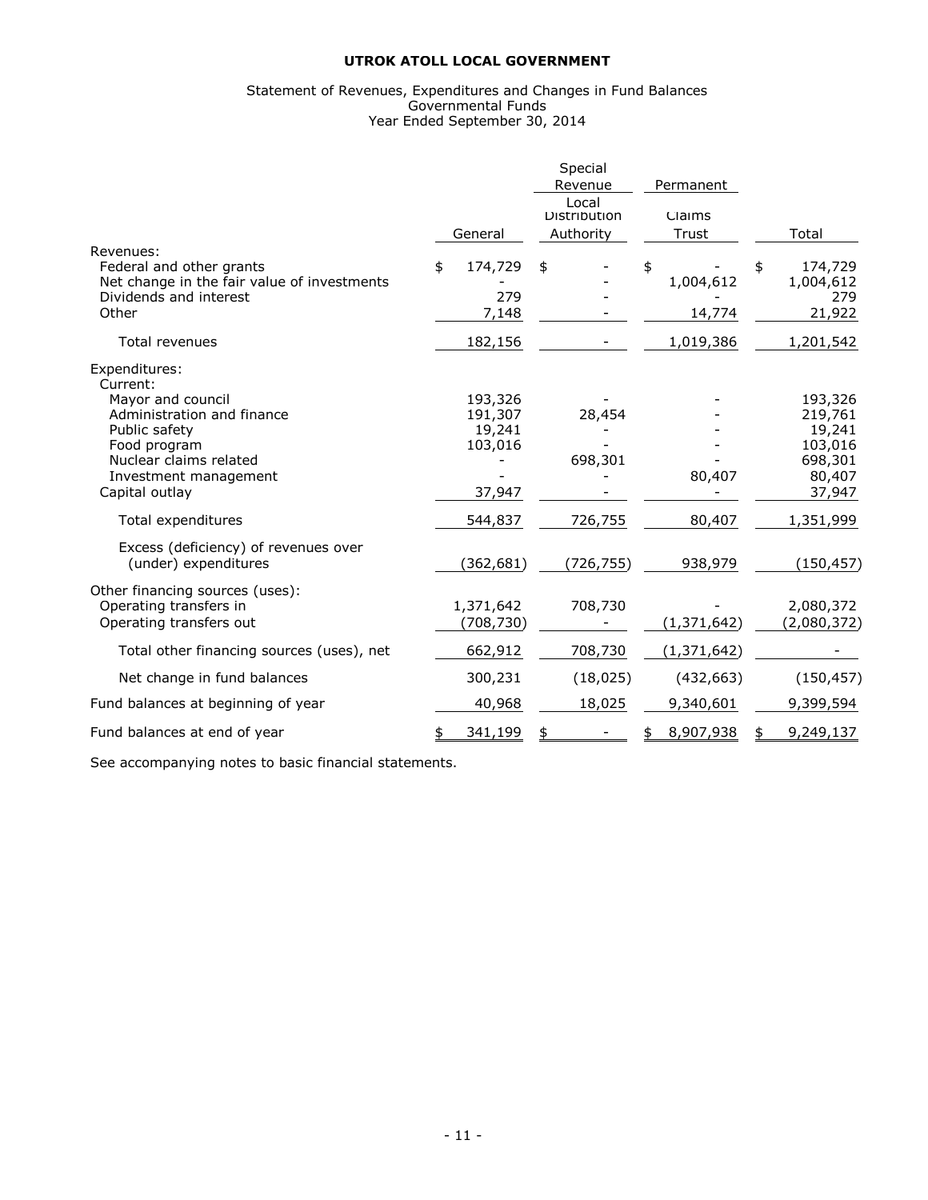**UTROK ATOLL LOCAL GOVERNMENT**

Statement of Revenues, Expenditures and Changes in Fund Balances
Governmental Funds
Year Ended September 30, 2014

| | | Special Revenue | Permanent | |
|---|---|---|---|---|
| | General | Local Distribution Authority | Claims Trust | Total |
| Revenues: | | | | |
| Federal and other grants | $ 174,729 | $ - | $ - | $ 174,729 |
| Net change in the fair value of investments | - | - | 1,004,612 | 1,004,612 |
| Dividends and interest | 279 | - | - | 279 |
| Other | 7,148 | - | 14,774 | 21,922 |
| Total revenues | 182,156 | - | 1,019,386 | 1,201,542 |
| Expenditures: | | | | |
| Current: | | | | |
| Mayor and council | 193,326 | - | - | 193,326 |
| Administration and finance | 191,307 | 28,454 | - | 219,761 |
| Public safety | 19,241 | - | - | 19,241 |
| Food program | 103,016 | - | - | 103,016 |
| Nuclear claims related | - | 698,301 | - | 698,301 |
| Investment management | - | - | 80,407 | 80,407 |
| Capital outlay | 37,947 | - | - | 37,947 |
| Total expenditures | 544,837 | 726,755 | 80,407 | 1,351,999 |
| Excess (deficiency) of revenues over (under) expenditures | (362,681) | (726,755) | 938,979 | (150,457) |
| Other financing sources (uses): | | | | |
| Operating transfers in | 1,371,642 | 708,730 | - | 2,080,372 |
| Operating transfers out | (708,730) | - | (1,371,642) | (2,080,372) |
| Total other financing sources (uses), net | 662,912 | 708,730 | (1,371,642) | - |
| Net change in fund balances | 300,231 | (18,025) | (432,663) | (150,457) |
| Fund balances at beginning of year | 40,968 | 18,025 | 9,340,601 | 9,399,594 |
| Fund balances at end of year | $ 341,199 | $ - | $ 8,907,938 | $ 9,249,137 |

See accompanying notes to basic financial statements.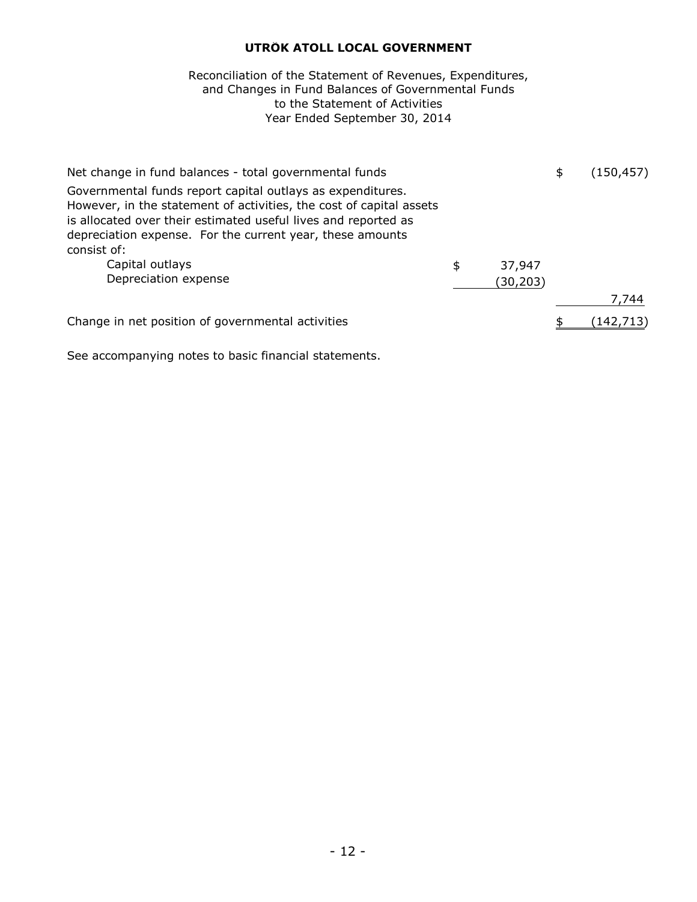# UTRÖK ATOLL LOCAL GOVERNMENT

Reconciliation of the Statement of Revenues, Expenditures, and Changes in Fund Balances of Governmental Funds to the Statement of Activities
Year Ended September 30, 2014

| | | |
|---|---|---|
| Net change in fund balances - total governmental funds | | $ (150,457) |
| Governmental funds report capital outlays as expenditures. However, in the statement of activities, the cost of capital assets is allocated over their estimated useful lives and reported as depreciation expense. For the current year, these amounts consist of: | | |
| Capital outlays | $ 37,947 | |
| Depreciation expense | (30,203) | |
| | | 7,744 |
| Change in net position of governmental activities | | $ (142,713) |

See accompanying notes to basic financial statements.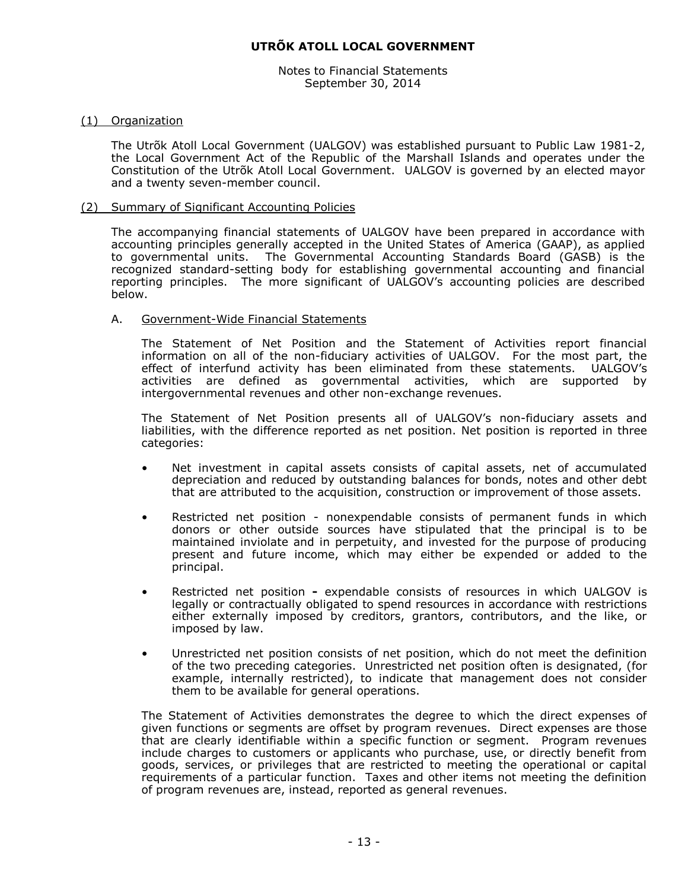# UTRÕK ATOLL LOCAL GOVERNMENT

Notes to Financial Statements
September 30, 2014

## (1) Organization

The Utrõk Atoll Local Government (UALGOV) was established pursuant to Public Law 1981-2, the Local Government Act of the Republic of the Marshall Islands and operates under the Constitution of the Utrõk Atoll Local Government. UALGOV is governed by an elected mayor and a twenty seven-member council.

## (2) Summary of Significant Accounting Policies

The accompanying financial statements of UALGOV have been prepared in accordance with accounting principles generally accepted in the United States of America (GAAP), as applied to governmental units. The Governmental Accounting Standards Board (GASB) is the recognized standard-setting body for establishing governmental accounting and financial reporting principles. The more significant of UALGOV's accounting policies are described below.

### A. Government-Wide Financial Statements

The Statement of Net Position and the Statement of Activities report financial information on all of the non-fiduciary activities of UALGOV. For the most part, the effect of interfund activity has been eliminated from these statements. UALGOV's activities are defined as governmental activities, which are supported by intergovernmental revenues and other non-exchange revenues.

The Statement of Net Position presents all of UALGOV's non-fiduciary assets and liabilities, with the difference reported as net position. Net position is reported in three categories:

- Net investment in capital assets consists of capital assets, net of accumulated depreciation and reduced by outstanding balances for bonds, notes and other debt that are attributed to the acquisition, construction or improvement of those assets.
- Restricted net position - nonexpendable consists of permanent funds in which donors or other outside sources have stipulated that the principal is to be maintained inviolate and in perpetuity, and invested for the purpose of producing present and future income, which may either be expended or added to the principal.
- Restricted net position **-** expendable consists of resources in which UALGOV is legally or contractually obligated to spend resources in accordance with restrictions either externally imposed by creditors, grantors, contributors, and the like, or imposed by law.
- Unrestricted net position consists of net position, which do not meet the definition of the two preceding categories. Unrestricted net position often is designated, (for example, internally restricted), to indicate that management does not consider them to be available for general operations.

The Statement of Activities demonstrates the degree to which the direct expenses of given functions or segments are offset by program revenues. Direct expenses are those that are clearly identifiable within a specific function or segment. Program revenues include charges to customers or applicants who purchase, use, or directly benefit from goods, services, or privileges that are restricted to meeting the operational or capital requirements of a particular function. Taxes and other items not meeting the definition of program revenues are, instead, reported as general revenues.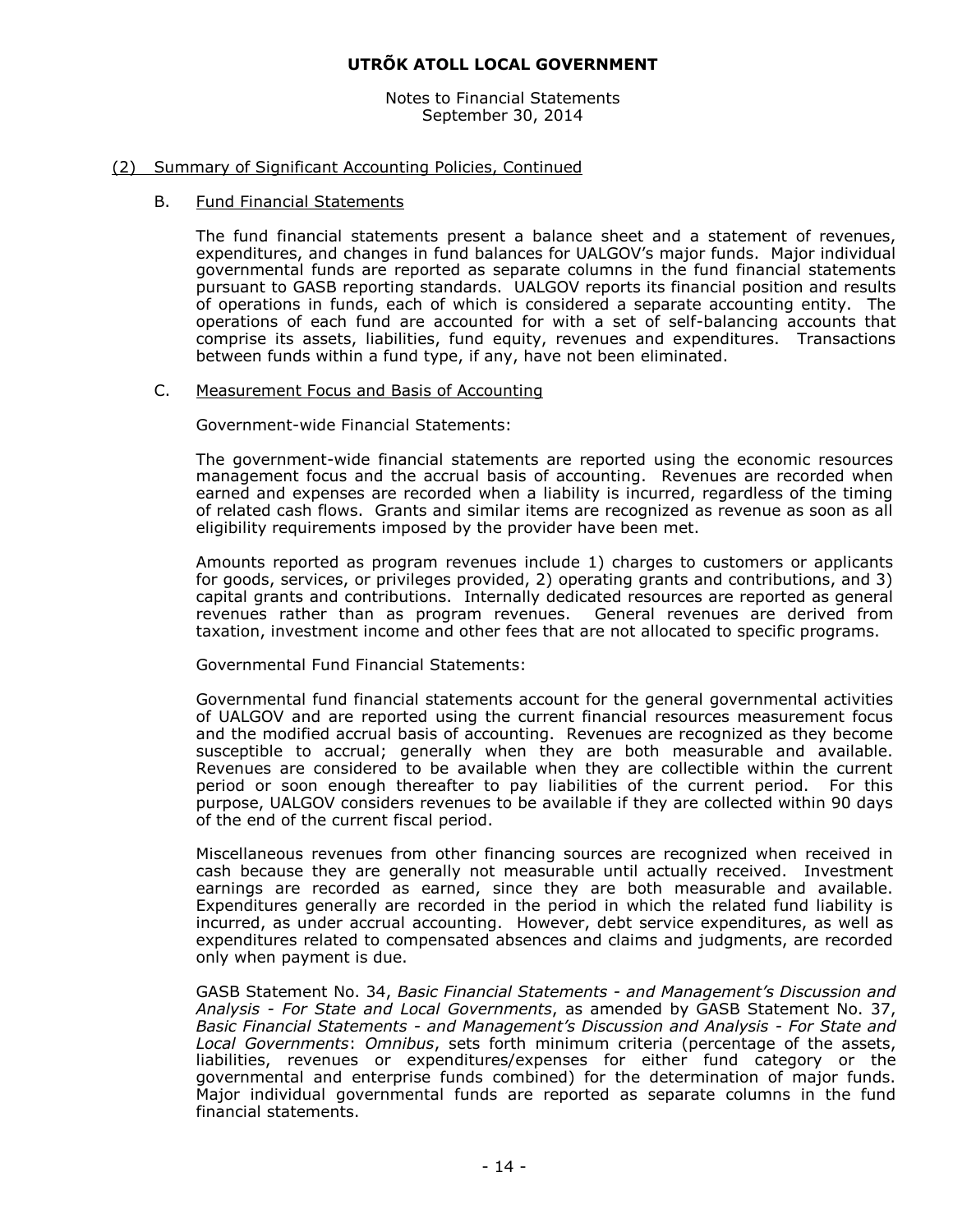## (2) Summary of Significant Accounting Policies, Continued

### B. Fund Financial Statements

The fund financial statements present a balance sheet and a statement of revenues, expenditures, and changes in fund balances for UALGOV's major funds. Major individual governmental funds are reported as separate columns in the fund financial statements pursuant to GASB reporting standards. UALGOV reports its financial position and results of operations in funds, each of which is considered a separate accounting entity. The operations of each fund are accounted for with a set of self-balancing accounts that comprise its assets, liabilities, fund equity, revenues and expenditures. Transactions between funds within a fund type, if any, have not been eliminated.

### C. Measurement Focus and Basis of Accounting

Government-wide Financial Statements:

The government-wide financial statements are reported using the economic resources management focus and the accrual basis of accounting. Revenues are recorded when earned and expenses are recorded when a liability is incurred, regardless of the timing of related cash flows. Grants and similar items are recognized as revenue as soon as all eligibility requirements imposed by the provider have been met.

Amounts reported as program revenues include 1) charges to customers or applicants for goods, services, or privileges provided, 2) operating grants and contributions, and 3) capital grants and contributions. Internally dedicated resources are reported as general revenues rather than as program revenues. General revenues are derived from taxation, investment income and other fees that are not allocated to specific programs.

Governmental Fund Financial Statements:

Governmental fund financial statements account for the general governmental activities of UALGOV and are reported using the current financial resources measurement focus and the modified accrual basis of accounting. Revenues are recognized as they become susceptible to accrual; generally when they are both measurable and available. Revenues are considered to be available when they are collectible within the current period or soon enough thereafter to pay liabilities of the current period. For this purpose, UALGOV considers revenues to be available if they are collected within 90 days of the end of the current fiscal period.

Miscellaneous revenues from other financing sources are recognized when received in cash because they are generally not measurable until actually received. Investment earnings are recorded as earned, since they are both measurable and available. Expenditures generally are recorded in the period in which the related fund liability is incurred, as under accrual accounting. However, debt service expenditures, as well as expenditures related to compensated absences and claims and judgments, are recorded only when payment is due.

GASB Statement No. 34, *Basic Financial Statements - and Management's Discussion and Analysis - For State and Local Governments*, as amended by GASB Statement No. 37, *Basic Financial Statements - and Management's Discussion and Analysis - For State and Local Governments*: *Omnibus*, sets forth minimum criteria (percentage of the assets, liabilities, revenues or expenditures/expenses for either fund category or the governmental and enterprise funds combined) for the determination of major funds. Major individual governmental funds are reported as separate columns in the fund financial statements.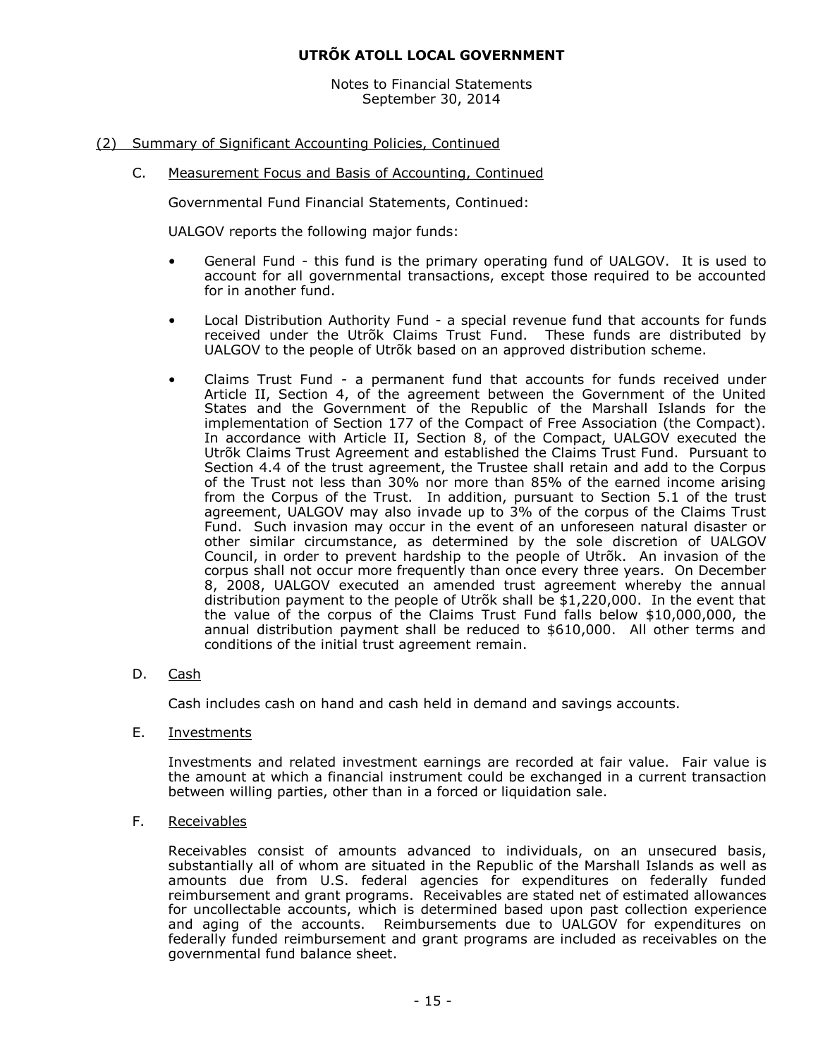# UTRÕK ATOLL LOCAL GOVERNMENT

Notes to Financial Statements
September 30, 2014

## (2) Summary of Significant Accounting Policies, Continued

### C. Measurement Focus and Basis of Accounting, Continued

Governmental Fund Financial Statements, Continued:

UALGOV reports the following major funds:

- General Fund - this fund is the primary operating fund of UALGOV. It is used to account for all governmental transactions, except those required to be accounted for in another fund.

- Local Distribution Authority Fund - a special revenue fund that accounts for funds received under the Utrõk Claims Trust Fund. These funds are distributed by UALGOV to the people of Utrõk based on an approved distribution scheme.

- Claims Trust Fund - a permanent fund that accounts for funds received under Article II, Section 4, of the agreement between the Government of the United States and the Government of the Republic of the Marshall Islands for the implementation of Section 177 of the Compact of Free Association (the Compact). In accordance with Article II, Section 8, of the Compact, UALGOV executed the Utrõk Claims Trust Agreement and established the Claims Trust Fund. Pursuant to Section 4.4 of the trust agreement, the Trustee shall retain and add to the Corpus of the Trust not less than 30% nor more than 85% of the earned income arising from the Corpus of the Trust. In addition, pursuant to Section 5.1 of the trust agreement, UALGOV may also invade up to 3% of the corpus of the Claims Trust Fund. Such invasion may occur in the event of an unforeseen natural disaster or other similar circumstance, as determined by the sole discretion of UALGOV Council, in order to prevent hardship to the people of Utrõk. An invasion of the corpus shall not occur more frequently than once every three years. On December 8, 2008, UALGOV executed an amended trust agreement whereby the annual distribution payment to the people of Utrõk shall be $1,220,000. In the event that the value of the corpus of the Claims Trust Fund falls below $10,000,000, the annual distribution payment shall be reduced to $610,000. All other terms and conditions of the initial trust agreement remain.

### D. Cash

Cash includes cash on hand and cash held in demand and savings accounts.

### E. Investments

Investments and related investment earnings are recorded at fair value. Fair value is the amount at which a financial instrument could be exchanged in a current transaction between willing parties, other than in a forced or liquidation sale.

### F. Receivables

Receivables consist of amounts advanced to individuals, on an unsecured basis, substantially all of whom are situated in the Republic of the Marshall Islands as well as amounts due from U.S. federal agencies for expenditures on federally funded reimbursement and grant programs. Receivables are stated net of estimated allowances for uncollectable accounts, which is determined based upon past collection experience and aging of the accounts. Reimbursements due to UALGOV for expenditures on federally funded reimbursement and grant programs are included as receivables on the governmental fund balance sheet.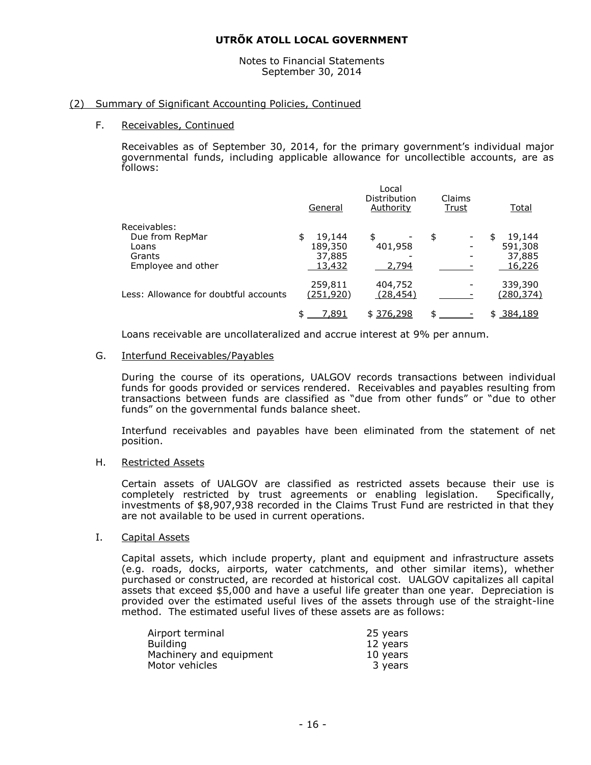# UTRÕK ATOLL LOCAL GOVERNMENT

Notes to Financial Statements
September 30, 2014

## (2) Summary of Significant Accounting Policies, Continued

### F. Receivables, Continued

Receivables as of September 30, 2014, for the primary government's individual major governmental funds, including applicable allowance for uncollectible accounts, are as follows:

| | General | Local Distribution Authority | Claims Trust | Total |
|---|---|---|---|---|
| Receivables: | | | | |
| Due from RepMar | $ 19,144 | $ - | $ - | $ 19,144 |
| Loans | 189,350 | 401,958 | - | 591,308 |
| Grants | 37,885 | - | - | 37,885 |
| Employee and other | 13,432 | 2,794 | - | 16,226 |
| | 259,811 | 404,752 | - | 339,390 |
| Less: Allowance for doubtful accounts | (251,920) | (28,454) | - | (280,374) |
| | $ 7,891 | $ 376,298 | $ - | $ 384,189 |

Loans receivable are uncollateralized and accrue interest at 9% per annum.

### G. Interfund Receivables/Payables

During the course of its operations, UALGOV records transactions between individual funds for goods provided or services rendered. Receivables and payables resulting from transactions between funds are classified as "due from other funds" or "due to other funds" on the governmental funds balance sheet.

Interfund receivables and payables have been eliminated from the statement of net position.

### H. Restricted Assets

Certain assets of UALGOV are classified as restricted assets because their use is completely restricted by trust agreements or enabling legislation. Specifically, investments of $8,907,938 recorded in the Claims Trust Fund are restricted in that they are not available to be used in current operations.

### I. Capital Assets

Capital assets, which include property, plant and equipment and infrastructure assets (e.g. roads, docks, airports, water catchments, and other similar items), whether purchased or constructed, are recorded at historical cost. UALGOV capitalizes all capital assets that exceed $5,000 and have a useful life greater than one year. Depreciation is provided over the estimated useful lives of the assets through use of the straight-line method. The estimated useful lives of these assets are as follows:

| | |
|---|---|
| Airport terminal | 25 years |
| Building | 12 years |
| Machinery and equipment | 10 years |
| Motor vehicles | 3 years |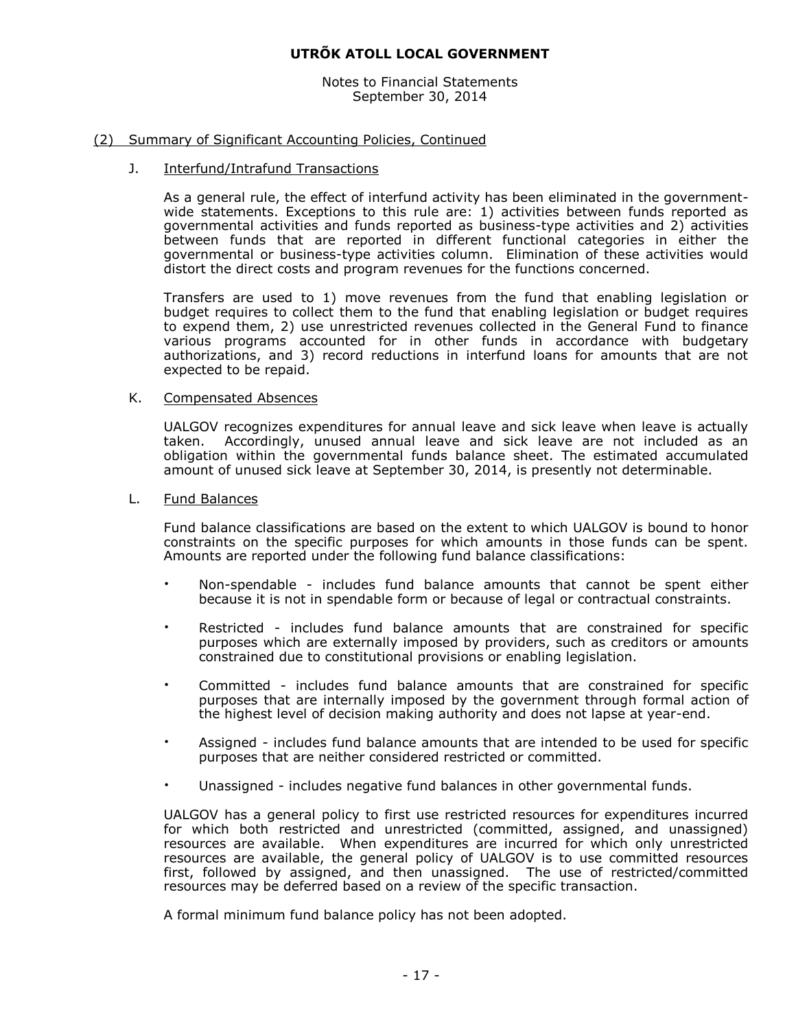## (2) Summary of Significant Accounting Policies, Continued

### J. Interfund/Intrafund Transactions

As a general rule, the effect of interfund activity has been eliminated in the government-wide statements. Exceptions to this rule are: 1) activities between funds reported as governmental activities and funds reported as business-type activities and 2) activities between funds that are reported in different functional categories in either the governmental or business-type activities column. Elimination of these activities would distort the direct costs and program revenues for the functions concerned.

Transfers are used to 1) move revenues from the fund that enabling legislation or budget requires to collect them to the fund that enabling legislation or budget requires to expend them, 2) use unrestricted revenues collected in the General Fund to finance various programs accounted for in other funds in accordance with budgetary authorizations, and 3) record reductions in interfund loans for amounts that are not expected to be repaid.

### K. Compensated Absences

UALGOV recognizes expenditures for annual leave and sick leave when leave is actually taken. Accordingly, unused annual leave and sick leave are not included as an obligation within the governmental funds balance sheet. The estimated accumulated amount of unused sick leave at September 30, 2014, is presently not determinable.

### L. Fund Balances

Fund balance classifications are based on the extent to which UALGOV is bound to honor constraints on the specific purposes for which amounts in those funds can be spent. Amounts are reported under the following fund balance classifications:

- Non-spendable - includes fund balance amounts that cannot be spent either because it is not in spendable form or because of legal or contractual constraints.
- Restricted - includes fund balance amounts that are constrained for specific purposes which are externally imposed by providers, such as creditors or amounts constrained due to constitutional provisions or enabling legislation.
- Committed - includes fund balance amounts that are constrained for specific purposes that are internally imposed by the government through formal action of the highest level of decision making authority and does not lapse at year-end.
- Assigned - includes fund balance amounts that are intended to be used for specific purposes that are neither considered restricted or committed.
- Unassigned - includes negative fund balances in other governmental funds.

UALGOV has a general policy to first use restricted resources for expenditures incurred for which both restricted and unrestricted (committed, assigned, and unassigned) resources are available. When expenditures are incurred for which only unrestricted resources are available, the general policy of UALGOV is to use committed resources first, followed by assigned, and then unassigned. The use of restricted/committed resources may be deferred based on a review of the specific transaction.

A formal minimum fund balance policy has not been adopted.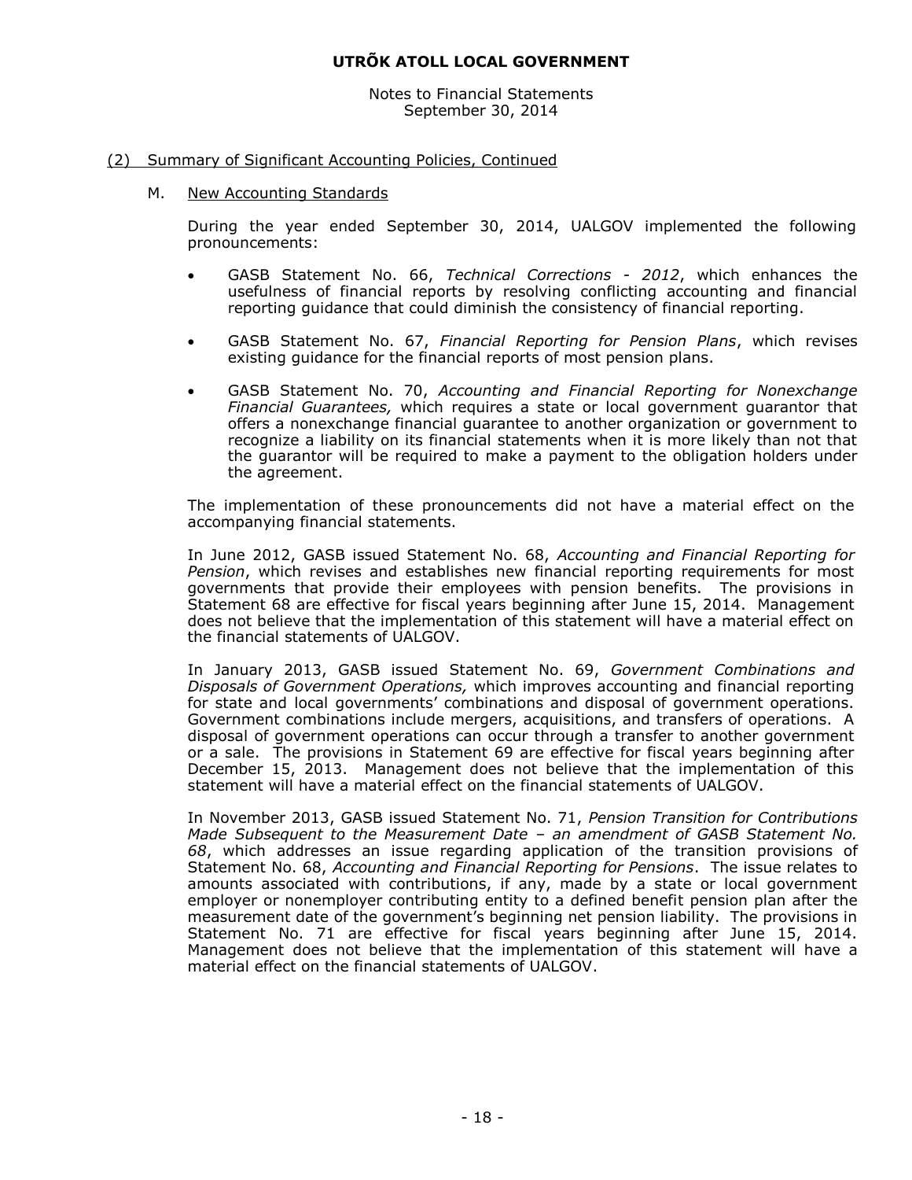## (2) Summary of Significant Accounting Policies, Continued

### M. New Accounting Standards

During the year ended September 30, 2014, UALGOV implemented the following pronouncements:

- GASB Statement No. 66, *Technical Corrections - 2012*, which enhances the usefulness of financial reports by resolving conflicting accounting and financial reporting guidance that could diminish the consistency of financial reporting.
- GASB Statement No. 67, *Financial Reporting for Pension Plans*, which revises existing guidance for the financial reports of most pension plans.
- GASB Statement No. 70, *Accounting and Financial Reporting for Nonexchange Financial Guarantees,* which requires a state or local government guarantor that offers a nonexchange financial guarantee to another organization or government to recognize a liability on its financial statements when it is more likely than not that the guarantor will be required to make a payment to the obligation holders under the agreement.

The implementation of these pronouncements did not have a material effect on the accompanying financial statements.

In June 2012, GASB issued Statement No. 68, *Accounting and Financial Reporting for Pension*, which revises and establishes new financial reporting requirements for most governments that provide their employees with pension benefits. The provisions in Statement 68 are effective for fiscal years beginning after June 15, 2014. Management does not believe that the implementation of this statement will have a material effect on the financial statements of UALGOV.

In January 2013, GASB issued Statement No. 69, *Government Combinations and Disposals of Government Operations,* which improves accounting and financial reporting for state and local governments' combinations and disposal of government operations. Government combinations include mergers, acquisitions, and transfers of operations. A disposal of government operations can occur through a transfer to another government or a sale. The provisions in Statement 69 are effective for fiscal years beginning after December 15, 2013. Management does not believe that the implementation of this statement will have a material effect on the financial statements of UALGOV.

In November 2013, GASB issued Statement No. 71, *Pension Transition for Contributions Made Subsequent to the Measurement Date – an amendment of GASB Statement No. 68*, which addresses an issue regarding application of the transition provisions of Statement No. 68, *Accounting and Financial Reporting for Pensions*. The issue relates to amounts associated with contributions, if any, made by a state or local government employer or nonemployer contributing entity to a defined benefit pension plan after the measurement date of the government's beginning net pension liability. The provisions in Statement No. 71 are effective for fiscal years beginning after June 15, 2014. Management does not believe that the implementation of this statement will have a material effect on the financial statements of UALGOV.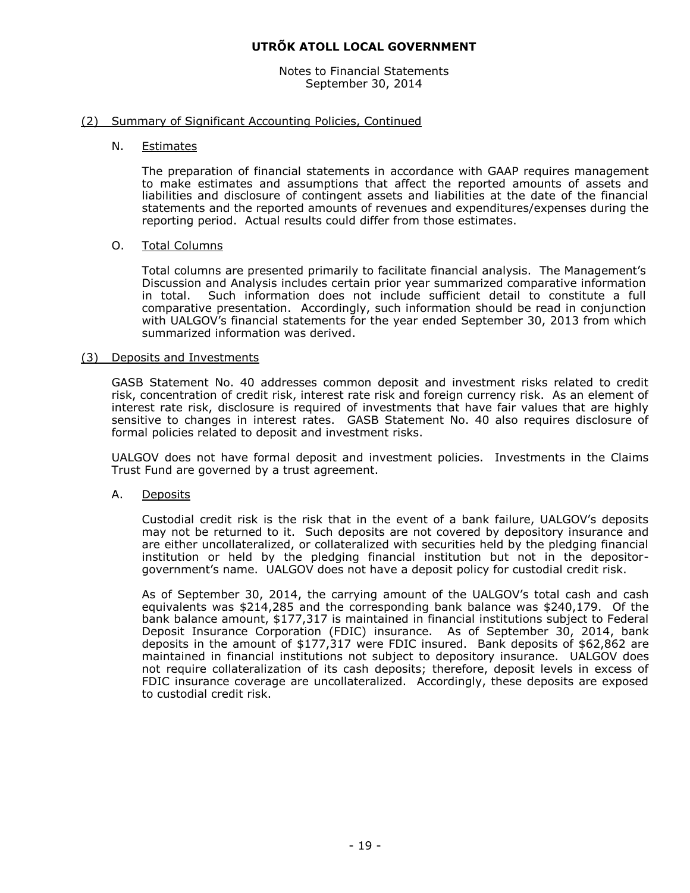# UTRÕK ATOLL LOCAL GOVERNMENT

Notes to Financial Statements
September 30, 2014

## (2) Summary of Significant Accounting Policies, Continued

### N. Estimates

The preparation of financial statements in accordance with GAAP requires management to make estimates and assumptions that affect the reported amounts of assets and liabilities and disclosure of contingent assets and liabilities at the date of the financial statements and the reported amounts of revenues and expenditures/expenses during the reporting period. Actual results could differ from those estimates.

### O. Total Columns

Total columns are presented primarily to facilitate financial analysis. The Management's Discussion and Analysis includes certain prior year summarized comparative information in total. Such information does not include sufficient detail to constitute a full comparative presentation. Accordingly, such information should be read in conjunction with UALGOV's financial statements for the year ended September 30, 2013 from which summarized information was derived.

## (3) Deposits and Investments

GASB Statement No. 40 addresses common deposit and investment risks related to credit risk, concentration of credit risk, interest rate risk and foreign currency risk. As an element of interest rate risk, disclosure is required of investments that have fair values that are highly sensitive to changes in interest rates. GASB Statement No. 40 also requires disclosure of formal policies related to deposit and investment risks.

UALGOV does not have formal deposit and investment policies. Investments in the Claims Trust Fund are governed by a trust agreement.

### A. Deposits

Custodial credit risk is the risk that in the event of a bank failure, UALGOV's deposits may not be returned to it. Such deposits are not covered by depository insurance and are either uncollateralized, or collateralized with securities held by the pledging financial institution or held by the pledging financial institution but not in the depositor-government's name. UALGOV does not have a deposit policy for custodial credit risk.

As of September 30, 2014, the carrying amount of the UALGOV's total cash and cash equivalents was $214,285 and the corresponding bank balance was $240,179. Of the bank balance amount, $177,317 is maintained in financial institutions subject to Federal Deposit Insurance Corporation (FDIC) insurance. As of September 30, 2014, bank deposits in the amount of $177,317 were FDIC insured. Bank deposits of $62,862 are maintained in financial institutions not subject to depository insurance. UALGOV does not require collateralization of its cash deposits; therefore, deposit levels in excess of FDIC insurance coverage are uncollateralized. Accordingly, these deposits are exposed to custodial credit risk.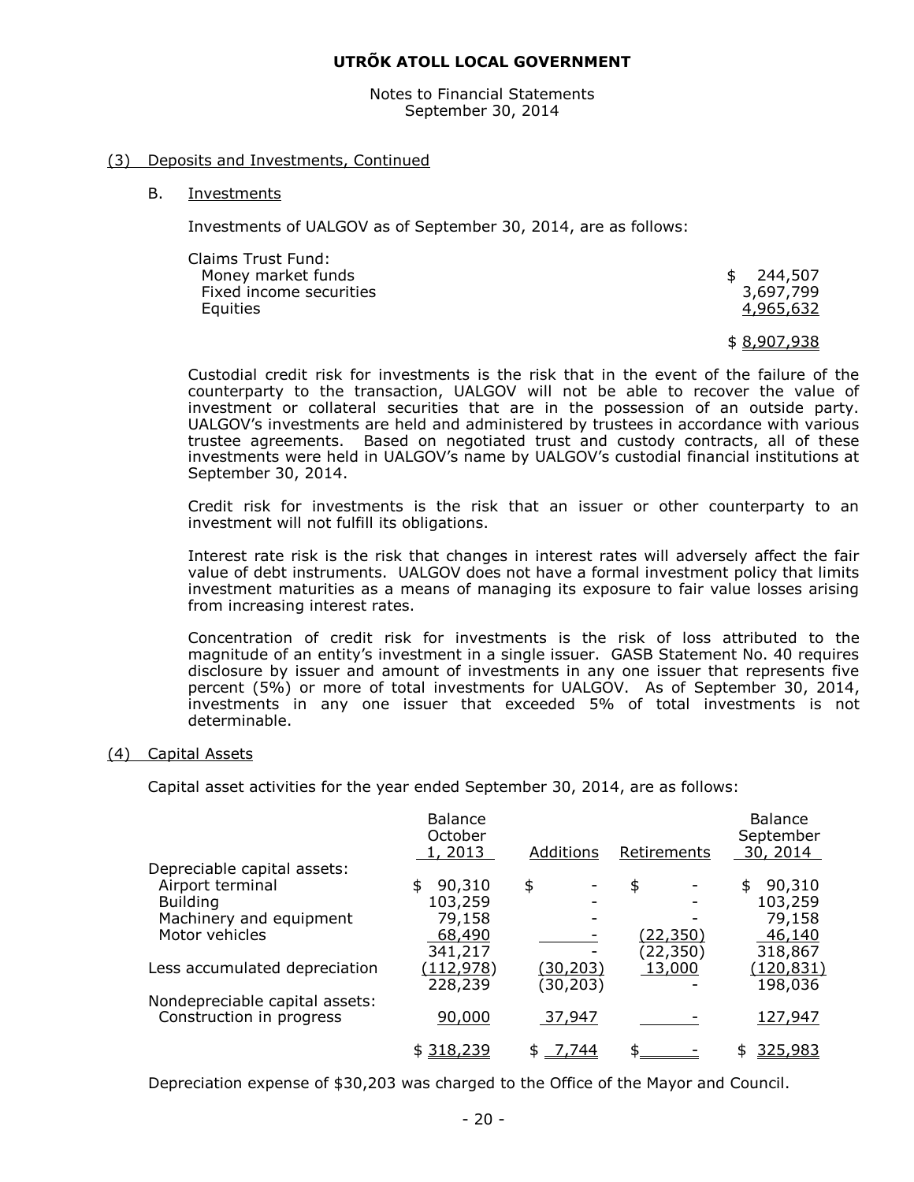# UTRÕK ATOLL LOCAL GOVERNMENT

Notes to Financial Statements
September 30, 2014

## (3) Deposits and Investments, Continued

### B. Investments

Investments of UALGOV as of September 30, 2014, are as follows:

| | |
|---|---|
| Claims Trust Fund: | |
| Money market funds | $ 244,507 |
| Fixed income securities | 3,697,799 |
| Equities | 4,965,632 |
| | $ 8,907,938 |

Custodial credit risk for investments is the risk that in the event of the failure of the counterparty to the transaction, UALGOV will not be able to recover the value of investment or collateral securities that are in the possession of an outside party. UALGOV's investments are held and administered by trustees in accordance with various trustee agreements. Based on negotiated trust and custody contracts, all of these investments were held in UALGOV's name by UALGOV's custodial financial institutions at September 30, 2014.

Credit risk for investments is the risk that an issuer or other counterparty to an investment will not fulfill its obligations.

Interest rate risk is the risk that changes in interest rates will adversely affect the fair value of debt instruments. UALGOV does not have a formal investment policy that limits investment maturities as a means of managing its exposure to fair value losses arising from increasing interest rates.

Concentration of credit risk for investments is the risk of loss attributed to the magnitude of an entity's investment in a single issuer. GASB Statement No. 40 requires disclosure by issuer and amount of investments in any one issuer that represents five percent (5%) or more of total investments for UALGOV. As of September 30, 2014, investments in any one issuer that exceeded 5% of total investments is not determinable.

## (4) Capital Assets

Capital asset activities for the year ended September 30, 2014, are as follows:

| | Balance October 1, 2013 | Additions | Retirements | Balance September 30, 2014 |
|---|---|---|---|---|
| Depreciable capital assets: | | | | |
| Airport terminal | $ 90,310 | $ - | $ - | $ 90,310 |
| Building | 103,259 | - | - | 103,259 |
| Machinery and equipment | 79,158 | - | - | 79,158 |
| Motor vehicles | 68,490 | - | (22,350) | 46,140 |
| | 341,217 | - | (22,350) | 318,867 |
| Less accumulated depreciation | (112,978) | (30,203) | 13,000 | (120,831) |
| | 228,239 | (30,203) | - | 198,036 |
| Nondepreciable capital assets: | | | | |
| Construction in progress | 90,000 | 37,947 | - | 127,947 |
| | $ 318,239 | $ 7,744 | $ - | $ 325,983 |

Depreciation expense of $30,203 was charged to the Office of the Mayor and Council.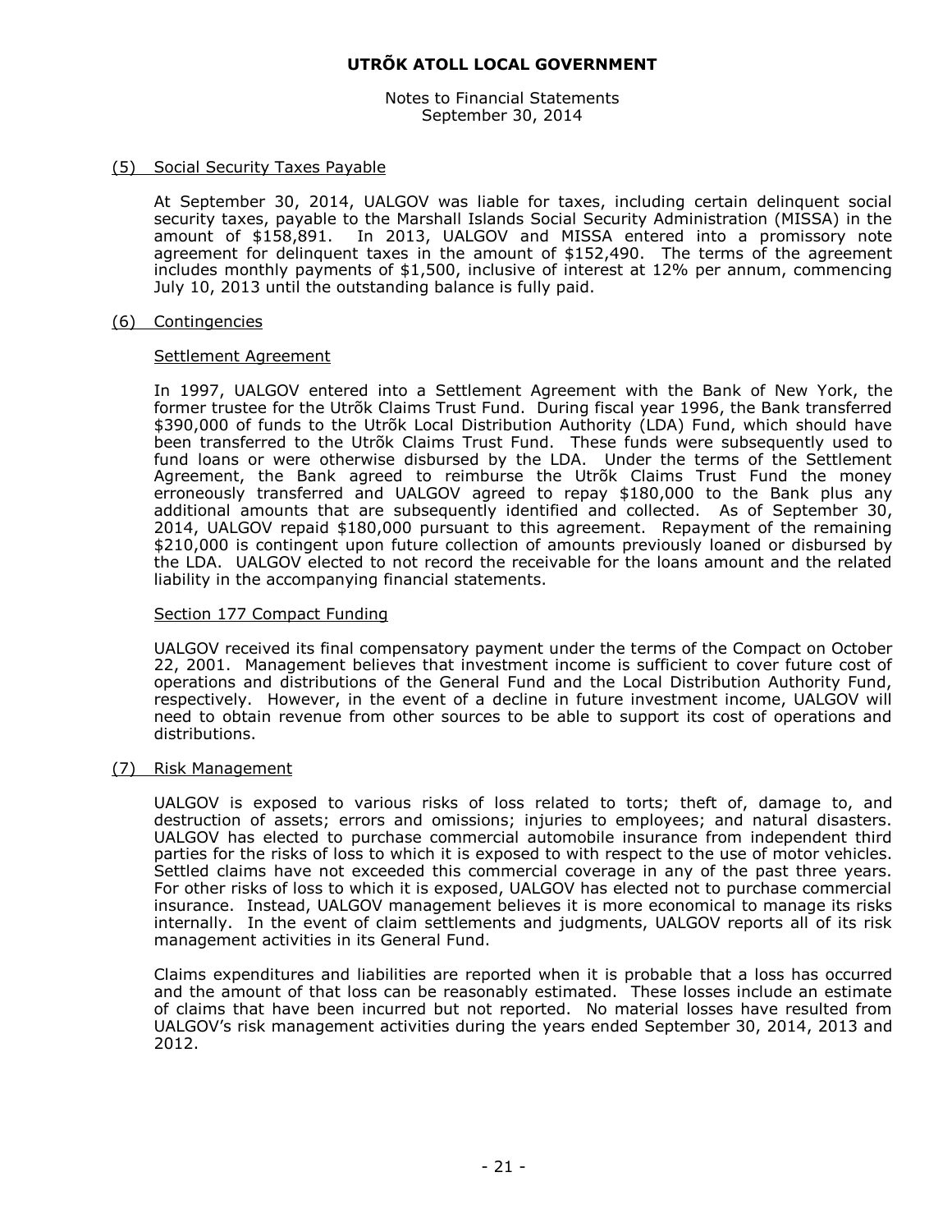# UTRÕK ATOLL LOCAL GOVERNMENT

Notes to Financial Statements
September 30, 2014

## (5) Social Security Taxes Payable

At September 30, 2014, UALGOV was liable for taxes, including certain delinquent social security taxes, payable to the Marshall Islands Social Security Administration (MISSA) in the amount of $158,891. In 2013, UALGOV and MISSA entered into a promissory note agreement for delinquent taxes in the amount of $152,490. The terms of the agreement includes monthly payments of $1,500, inclusive of interest at 12% per annum, commencing July 10, 2013 until the outstanding balance is fully paid.

## (6) Contingencies

### Settlement Agreement

In 1997, UALGOV entered into a Settlement Agreement with the Bank of New York, the former trustee for the Utrõk Claims Trust Fund. During fiscal year 1996, the Bank transferred $390,000 of funds to the Utrõk Local Distribution Authority (LDA) Fund, which should have been transferred to the Utrõk Claims Trust Fund. These funds were subsequently used to fund loans or were otherwise disbursed by the LDA. Under the terms of the Settlement Agreement, the Bank agreed to reimburse the Utrõk Claims Trust Fund the money erroneously transferred and UALGOV agreed to repay $180,000 to the Bank plus any additional amounts that are subsequently identified and collected. As of September 30, 2014, UALGOV repaid $180,000 pursuant to this agreement. Repayment of the remaining $210,000 is contingent upon future collection of amounts previously loaned or disbursed by the LDA. UALGOV elected to not record the receivable for the loans amount and the related liability in the accompanying financial statements.

### Section 177 Compact Funding

UALGOV received its final compensatory payment under the terms of the Compact on October 22, 2001. Management believes that investment income is sufficient to cover future cost of operations and distributions of the General Fund and the Local Distribution Authority Fund, respectively. However, in the event of a decline in future investment income, UALGOV will need to obtain revenue from other sources to be able to support its cost of operations and distributions.

## (7) Risk Management

UALGOV is exposed to various risks of loss related to torts; theft of, damage to, and destruction of assets; errors and omissions; injuries to employees; and natural disasters. UALGOV has elected to purchase commercial automobile insurance from independent third parties for the risks of loss to which it is exposed to with respect to the use of motor vehicles. Settled claims have not exceeded this commercial coverage in any of the past three years. For other risks of loss to which it is exposed, UALGOV has elected not to purchase commercial insurance. Instead, UALGOV management believes it is more economical to manage its risks internally. In the event of claim settlements and judgments, UALGOV reports all of its risk management activities in its General Fund.

Claims expenditures and liabilities are reported when it is probable that a loss has occurred and the amount of that loss can be reasonably estimated. These losses include an estimate of claims that have been incurred but not reported. No material losses have resulted from UALGOV's risk management activities during the years ended September 30, 2014, 2013 and 2012.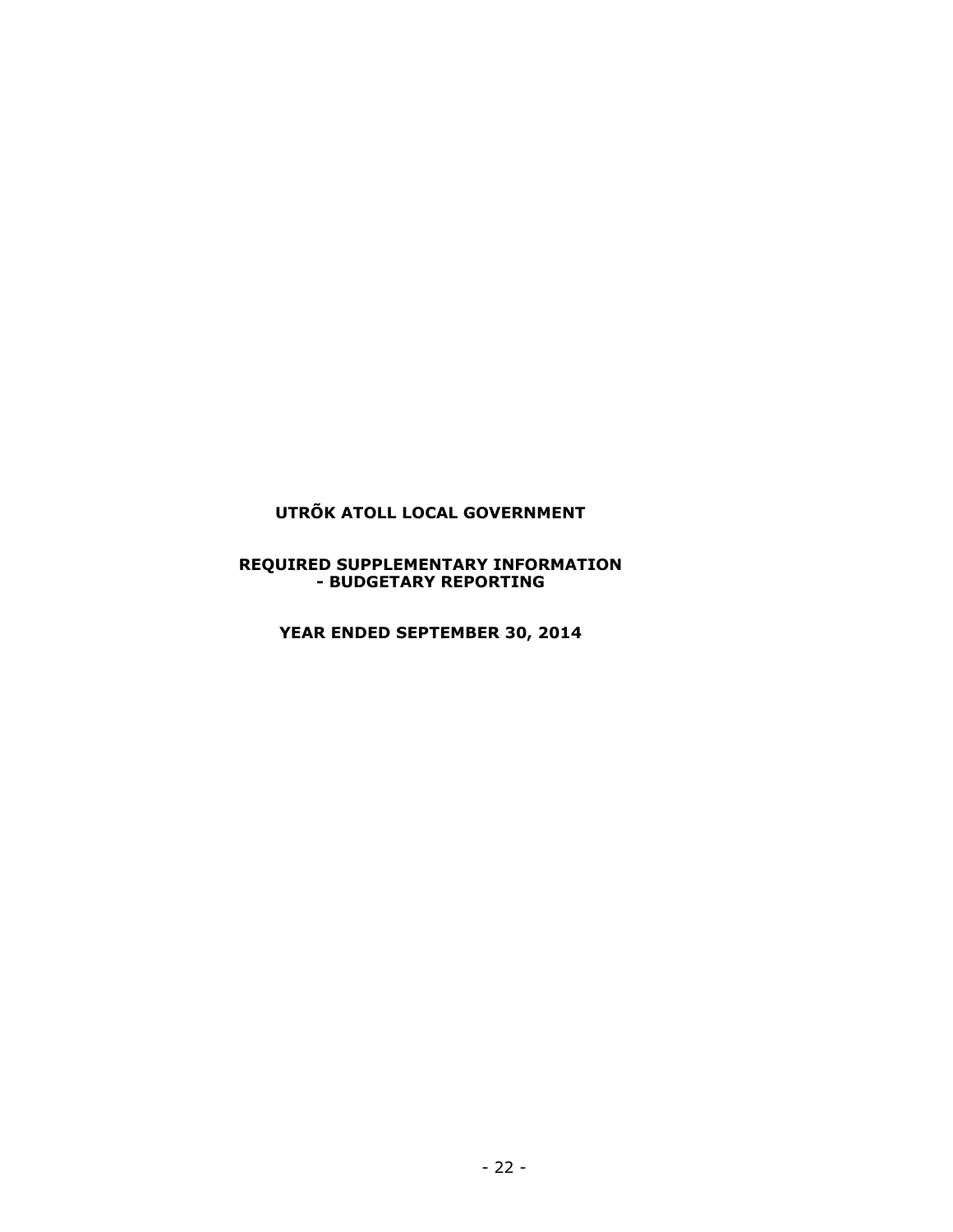**UTRÕK ATOLL LOCAL GOVERNMENT**

**REQUIRED SUPPLEMENTARY INFORMATION**
**- BUDGETARY REPORTING**

**YEAR ENDED SEPTEMBER 30, 2014**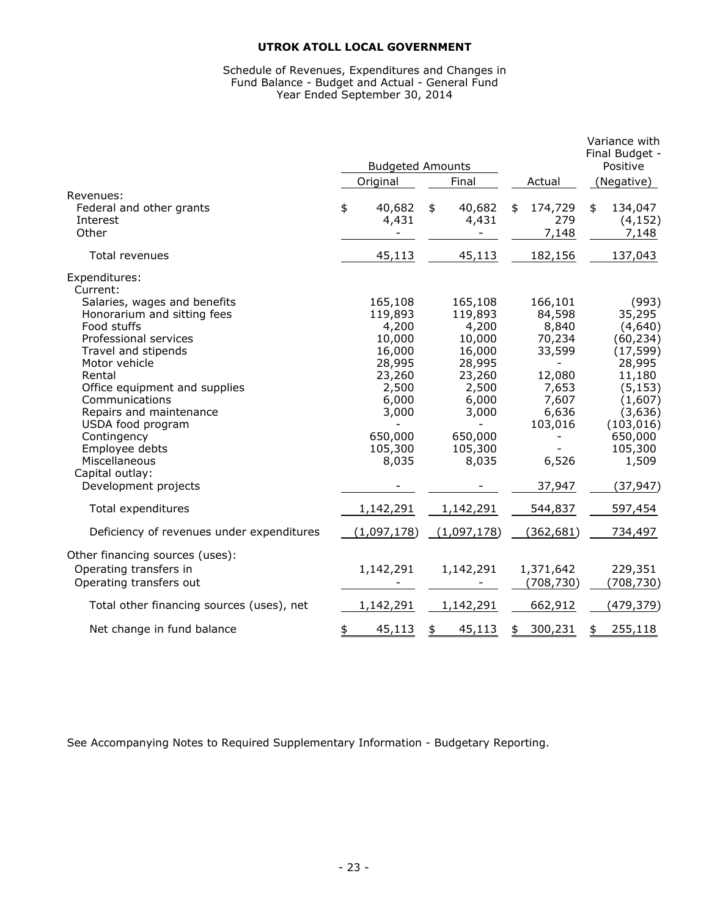**UTROK ATOLL LOCAL GOVERNMENT**

Schedule of Revenues, Expenditures and Changes in
Fund Balance - Budget and Actual - General Fund
Year Ended September 30, 2014

| | Budgeted Amounts | | | Variance with Final Budget - Positive |
|---|---|---|---|---|
| | Original | Final | Actual | (Negative) |
| Revenues: | | | | |
| Federal and other grants | $ 40,682 | $ 40,682 | $ 174,729 | $ 134,047 |
| Interest | 4,431 | 4,431 | 279 | (4,152) |
| Other | - | - | 7,148 | 7,148 |
| Total revenues | 45,113 | 45,113 | 182,156 | 137,043 |
| Expenditures: | | | | |
| Current: | | | | |
| Salaries, wages and benefits | 165,108 | 165,108 | 166,101 | (993) |
| Honorarium and sitting fees | 119,893 | 119,893 | 84,598 | 35,295 |
| Food stuffs | 4,200 | 4,200 | 8,840 | (4,640) |
| Professional services | 10,000 | 10,000 | 70,234 | (60,234) |
| Travel and stipends | 16,000 | 16,000 | 33,599 | (17,599) |
| Motor vehicle | 28,995 | 28,995 | - | 28,995 |
| Rental | 23,260 | 23,260 | 12,080 | 11,180 |
| Office equipment and supplies | 2,500 | 2,500 | 7,653 | (5,153) |
| Communications | 6,000 | 6,000 | 7,607 | (1,607) |
| Repairs and maintenance | 3,000 | 3,000 | 6,636 | (3,636) |
| USDA food program | - | - | 103,016 | (103,016) |
| Contingency | 650,000 | 650,000 | - | 650,000 |
| Employee debts | 105,300 | 105,300 | - | 105,300 |
| Miscellaneous | 8,035 | 8,035 | 6,526 | 1,509 |
| Capital outlay: | | | | |
| Development projects | - | - | 37,947 | (37,947) |
| Total expenditures | 1,142,291 | 1,142,291 | 544,837 | 597,454 |
| Deficiency of revenues under expenditures | (1,097,178) | (1,097,178) | (362,681) | 734,497 |
| Other financing sources (uses): | | | | |
| Operating transfers in | 1,142,291 | 1,142,291 | 1,371,642 | 229,351 |
| Operating transfers out | - | - | (708,730) | (708,730) |
| Total other financing sources (uses), net | 1,142,291 | 1,142,291 | 662,912 | (479,379) |
| Net change in fund balance | $ 45,113 | $ 45,113 | $ 300,231 | $ 255,118 |

See Accompanying Notes to Required Supplementary Information - Budgetary Reporting.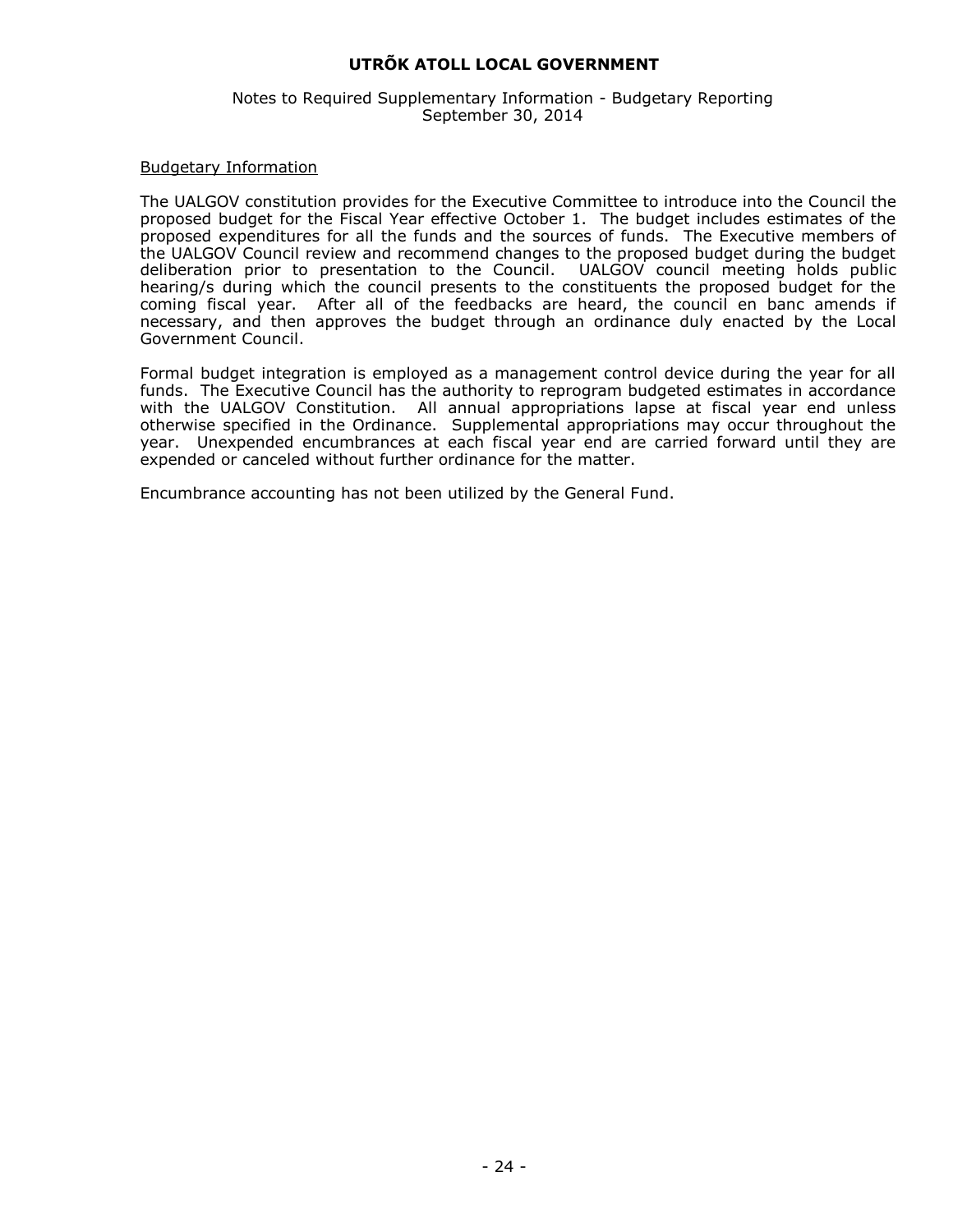# UTRÕK ATOLL LOCAL GOVERNMENT

Notes to Required Supplementary Information - Budgetary Reporting
September 30, 2014

Budgetary Information

The UALGOV constitution provides for the Executive Committee to introduce into the Council the proposed budget for the Fiscal Year effective October 1. The budget includes estimates of the proposed expenditures for all the funds and the sources of funds. The Executive members of the UALGOV Council review and recommend changes to the proposed budget during the budget deliberation prior to presentation to the Council. UALGOV council meeting holds public hearing/s during which the council presents to the constituents the proposed budget for the coming fiscal year. After all of the feedbacks are heard, the council en banc amends if necessary, and then approves the budget through an ordinance duly enacted by the Local Government Council.

Formal budget integration is employed as a management control device during the year for all funds. The Executive Council has the authority to reprogram budgeted estimates in accordance with the UALGOV Constitution. All annual appropriations lapse at fiscal year end unless otherwise specified in the Ordinance. Supplemental appropriations may occur throughout the year. Unexpended encumbrances at each fiscal year end are carried forward until they are expended or canceled without further ordinance for the matter.

Encumbrance accounting has not been utilized by the General Fund.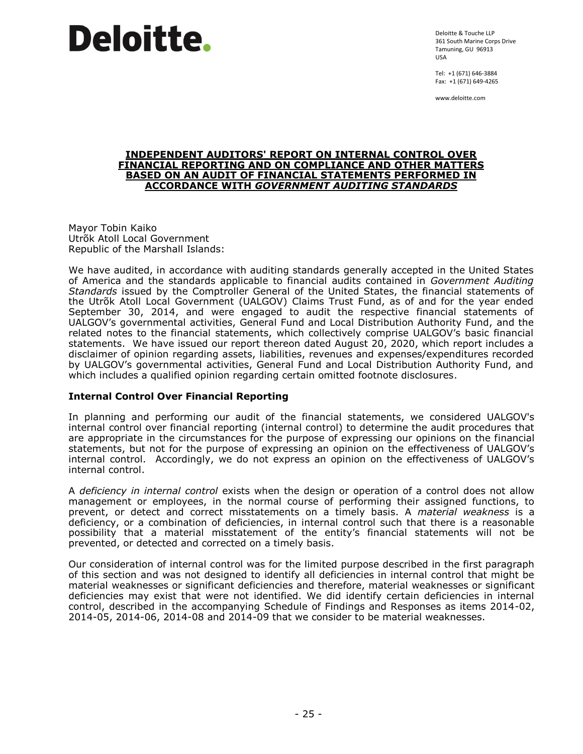# Deloitte.

Deloitte & Touche LLP
361 South Marine Corps Drive
Tamuning, GU 96913
USA

Tel: +1 (671) 646-3884
Fax: +1 (671) 649-4265

www.deloitte.com

## INDEPENDENT AUDITORS' REPORT ON INTERNAL CONTROL OVER FINANCIAL REPORTING AND ON COMPLIANCE AND OTHER MATTERS BASED ON AN AUDIT OF FINANCIAL STATEMENTS PERFORMED IN ACCORDANCE WITH *GOVERNMENT AUDITING STANDARDS*

Mayor Tobin Kaiko
Utrõk Atoll Local Government
Republic of the Marshall Islands:

We have audited, in accordance with auditing standards generally accepted in the United States of America and the standards applicable to financial audits contained in *Government Auditing Standards* issued by the Comptroller General of the United States, the financial statements of the Utrõk Atoll Local Government (UALGOV) Claims Trust Fund, as of and for the year ended September 30, 2014, and were engaged to audit the respective financial statements of UALGOV's governmental activities, General Fund and Local Distribution Authority Fund, and the related notes to the financial statements, which collectively comprise UALGOV's basic financial statements. We have issued our report thereon dated August 20, 2020, which report includes a disclaimer of opinion regarding assets, liabilities, revenues and expenses/expenditures recorded by UALGOV's governmental activities, General Fund and Local Distribution Authority Fund, and which includes a qualified opinion regarding certain omitted footnote disclosures.

### Internal Control Over Financial Reporting

In planning and performing our audit of the financial statements, we considered UALGOV's internal control over financial reporting (internal control) to determine the audit procedures that are appropriate in the circumstances for the purpose of expressing our opinions on the financial statements, but not for the purpose of expressing an opinion on the effectiveness of UALGOV's internal control. Accordingly, we do not express an opinion on the effectiveness of UALGOV's internal control.

A *deficiency in internal control* exists when the design or operation of a control does not allow management or employees, in the normal course of performing their assigned functions, to prevent, or detect and correct misstatements on a timely basis. A *material weakness* is a deficiency, or a combination of deficiencies, in internal control such that there is a reasonable possibility that a material misstatement of the entity's financial statements will not be prevented, or detected and corrected on a timely basis.

Our consideration of internal control was for the limited purpose described in the first paragraph of this section and was not designed to identify all deficiencies in internal control that might be material weaknesses or significant deficiencies and therefore, material weaknesses or significant deficiencies may exist that were not identified. We did identify certain deficiencies in internal control, described in the accompanying Schedule of Findings and Responses as items 2014-02, 2014-05, 2014-06, 2014-08 and 2014-09 that we consider to be material weaknesses.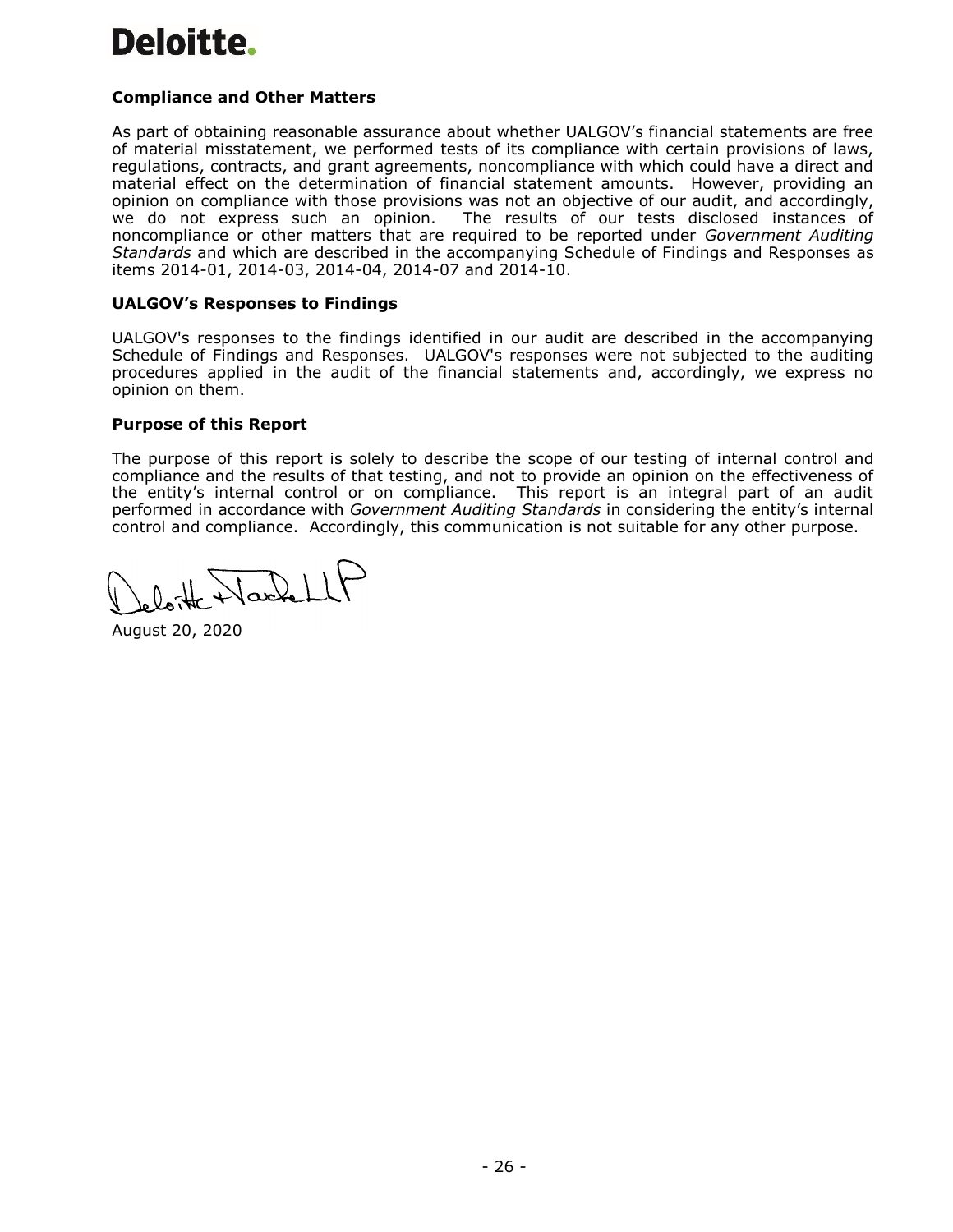**Deloitte.**

### Compliance and Other Matters

As part of obtaining reasonable assurance about whether UALGOV's financial statements are free of material misstatement, we performed tests of its compliance with certain provisions of laws, regulations, contracts, and grant agreements, noncompliance with which could have a direct and material effect on the determination of financial statement amounts. However, providing an opinion on compliance with those provisions was not an objective of our audit, and accordingly, we do not express such an opinion. The results of our tests disclosed instances of noncompliance or other matters that are required to be reported under *Government Auditing Standards* and which are described in the accompanying Schedule of Findings and Responses as items 2014-01, 2014-03, 2014-04, 2014-07 and 2014-10.

### UALGOV's Responses to Findings

UALGOV's responses to the findings identified in our audit are described in the accompanying Schedule of Findings and Responses. UALGOV's responses were not subjected to the auditing procedures applied in the audit of the financial statements and, accordingly, we express no opinion on them.

### Purpose of this Report

The purpose of this report is solely to describe the scope of our testing of internal control and compliance and the results of that testing, and not to provide an opinion on the effectiveness of the entity's internal control or on compliance. This report is an integral part of an audit performed in accordance with *Government Auditing Standards* in considering the entity's internal control and compliance. Accordingly, this communication is not suitable for any other purpose.

Deloitte & Touche LLP

August 20, 2020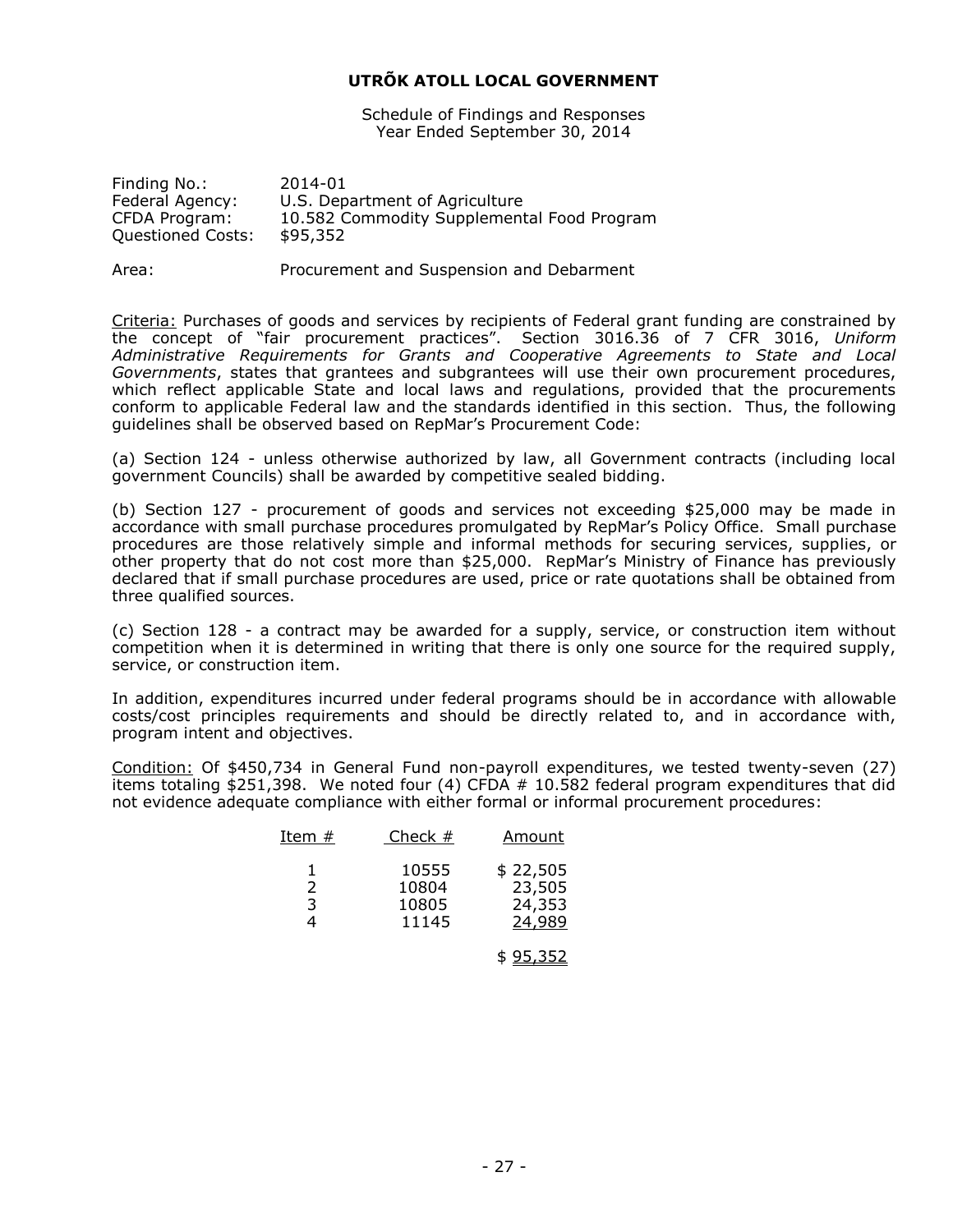**UTRÕK ATOLL LOCAL GOVERNMENT**

Schedule of Findings and Responses
Year Ended September 30, 2014

Finding No.: 2014-01
Federal Agency: U.S. Department of Agriculture
CFDA Program: 10.582 Commodity Supplemental Food Program
Questioned Costs: $95,352

Area: Procurement and Suspension and Debarment

Criteria: Purchases of goods and services by recipients of Federal grant funding are constrained by the concept of "fair procurement practices". Section 3016.36 of 7 CFR 3016, *Uniform Administrative Requirements for Grants and Cooperative Agreements to State and Local Governments*, states that grantees and subgrantees will use their own procurement procedures, which reflect applicable State and local laws and regulations, provided that the procurements conform to applicable Federal law and the standards identified in this section. Thus, the following guidelines shall be observed based on RepMar's Procurement Code:

(a) Section 124 - unless otherwise authorized by law, all Government contracts (including local government Councils) shall be awarded by competitive sealed bidding.

(b) Section 127 - procurement of goods and services not exceeding $25,000 may be made in accordance with small purchase procedures promulgated by RepMar's Policy Office. Small purchase procedures are those relatively simple and informal methods for securing services, supplies, or other property that do not cost more than $25,000. RepMar's Ministry of Finance has previously declared that if small purchase procedures are used, price or rate quotations shall be obtained from three qualified sources.

(c) Section 128 - a contract may be awarded for a supply, service, or construction item without competition when it is determined in writing that there is only one source for the required supply, service, or construction item.

In addition, expenditures incurred under federal programs should be in accordance with allowable costs/cost principles requirements and should be directly related to, and in accordance with, program intent and objectives.

Condition: Of $450,734 in General Fund non-payroll expenditures, we tested twenty-seven (27) items totaling $251,398. We noted four (4) CFDA # 10.582 federal program expenditures that did not evidence adequate compliance with either formal or informal procurement procedures:

| Item # | Check # | Amount |
|---|---|---|
| 1 | 10555 | $ 22,505 |
| 2 | 10804 | 23,505 |
| 3 | 10805 | 24,353 |
| 4 | 11145 | 24,989 |
| | | $ 95,352 |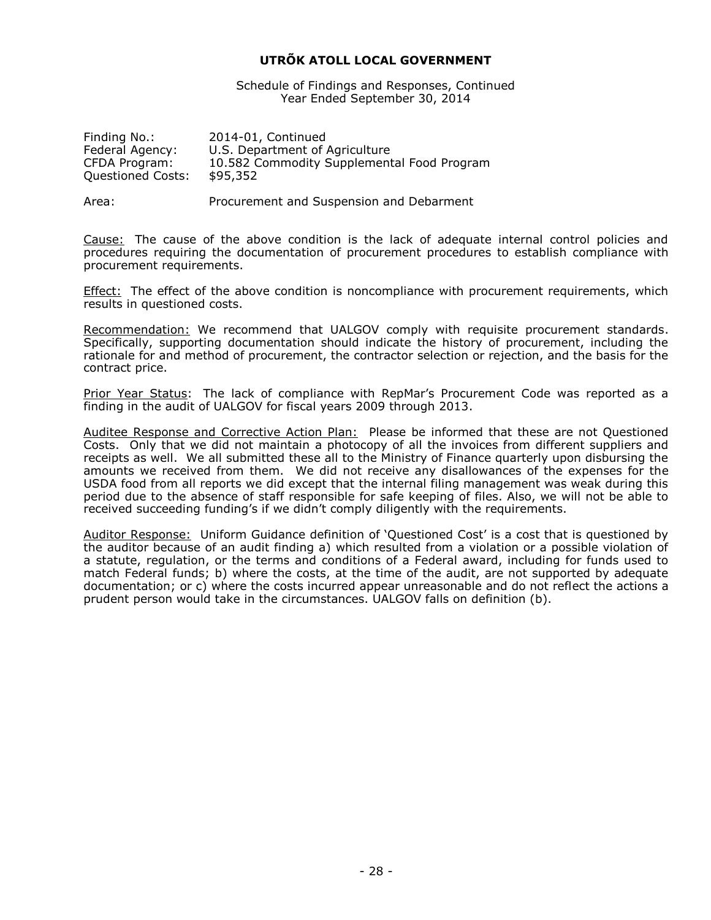**UTRÕK ATOLL LOCAL GOVERNMENT**

Schedule of Findings and Responses, Continued
Year Ended September 30, 2014

Finding No.: 2014-01, Continued
Federal Agency: U.S. Department of Agriculture
CFDA Program: 10.582 Commodity Supplemental Food Program
Questioned Costs: $95,352

Area: Procurement and Suspension and Debarment

Cause: The cause of the above condition is the lack of adequate internal control policies and procedures requiring the documentation of procurement procedures to establish compliance with procurement requirements.

Effect: The effect of the above condition is noncompliance with procurement requirements, which results in questioned costs.

Recommendation: We recommend that UALGOV comply with requisite procurement standards. Specifically, supporting documentation should indicate the history of procurement, including the rationale for and method of procurement, the contractor selection or rejection, and the basis for the contract price.

Prior Year Status: The lack of compliance with RepMar's Procurement Code was reported as a finding in the audit of UALGOV for fiscal years 2009 through 2013.

Auditee Response and Corrective Action Plan: Please be informed that these are not Questioned Costs. Only that we did not maintain a photocopy of all the invoices from different suppliers and receipts as well. We all submitted these all to the Ministry of Finance quarterly upon disbursing the amounts we received from them. We did not receive any disallowances of the expenses for the USDA food from all reports we did except that the internal filing management was weak during this period due to the absence of staff responsible for safe keeping of files. Also, we will not be able to received succeeding funding's if we didn't comply diligently with the requirements.

Auditor Response: Uniform Guidance definition of 'Questioned Cost' is a cost that is questioned by the auditor because of an audit finding a) which resulted from a violation or a possible violation of a statute, regulation, or the terms and conditions of a Federal award, including for funds used to match Federal funds; b) where the costs, at the time of the audit, are not supported by adequate documentation; or c) where the costs incurred appear unreasonable and do not reflect the actions a prudent person would take in the circumstances. UALGOV falls on definition (b).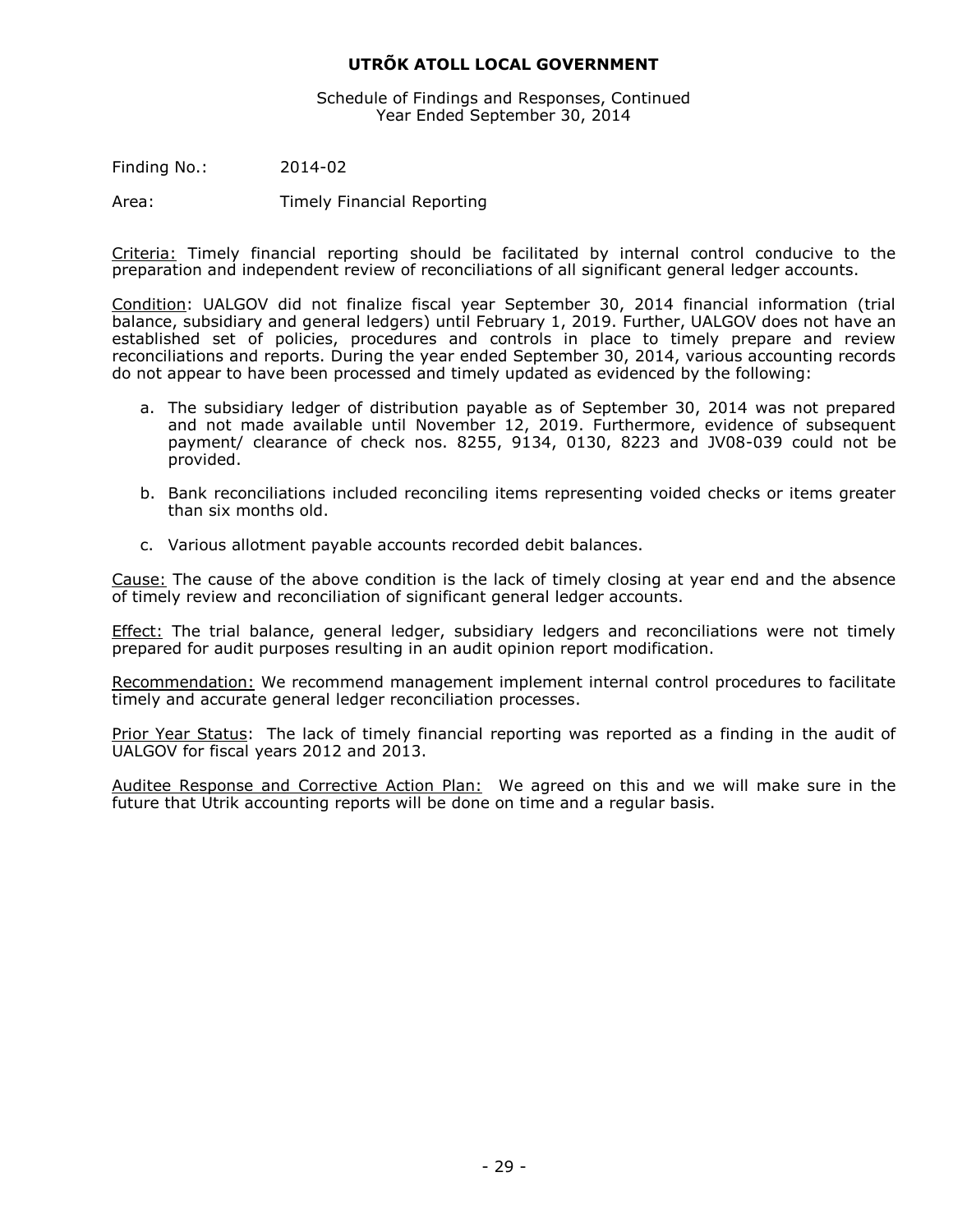# UTRÕK ATOLL LOCAL GOVERNMENT

Schedule of Findings and Responses, Continued
Year Ended September 30, 2014

Finding No.: 2014-02

Area: Timely Financial Reporting

Criteria: Timely financial reporting should be facilitated by internal control conducive to the preparation and independent review of reconciliations of all significant general ledger accounts.

Condition: UALGOV did not finalize fiscal year September 30, 2014 financial information (trial balance, subsidiary and general ledgers) until February 1, 2019. Further, UALGOV does not have an established set of policies, procedures and controls in place to timely prepare and review reconciliations and reports. During the year ended September 30, 2014, various accounting records do not appear to have been processed and timely updated as evidenced by the following:

a. The subsidiary ledger of distribution payable as of September 30, 2014 was not prepared and not made available until November 12, 2019. Furthermore, evidence of subsequent payment/ clearance of check nos. 8255, 9134, 0130, 8223 and JV08-039 could not be provided.

b. Bank reconciliations included reconciling items representing voided checks or items greater than six months old.

c. Various allotment payable accounts recorded debit balances.

Cause: The cause of the above condition is the lack of timely closing at year end and the absence of timely review and reconciliation of significant general ledger accounts.

Effect: The trial balance, general ledger, subsidiary ledgers and reconciliations were not timely prepared for audit purposes resulting in an audit opinion report modification.

Recommendation: We recommend management implement internal control procedures to facilitate timely and accurate general ledger reconciliation processes.

Prior Year Status: The lack of timely financial reporting was reported as a finding in the audit of UALGOV for fiscal years 2012 and 2013.

Auditee Response and Corrective Action Plan: We agreed on this and we will make sure in the future that Utrik accounting reports will be done on time and a regular basis.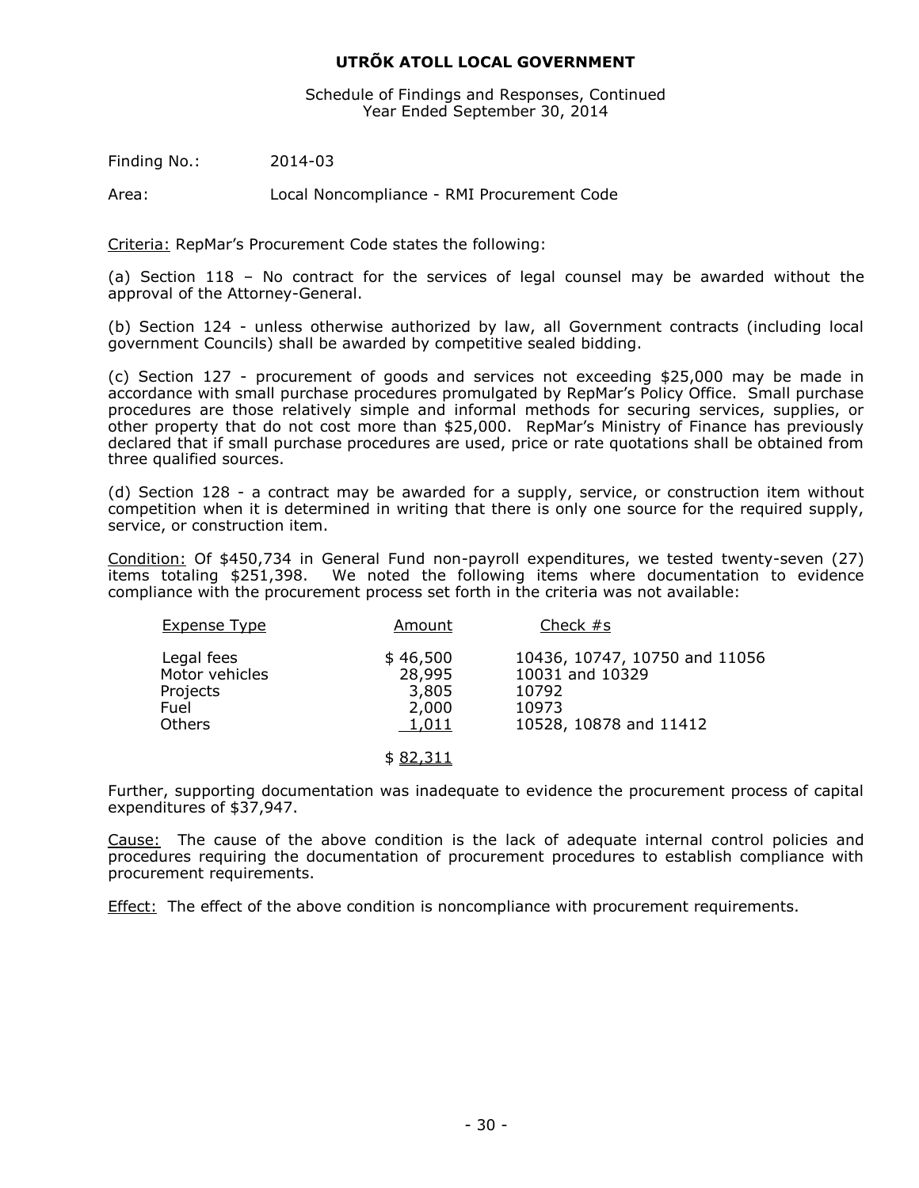**UTRÕK ATOLL LOCAL GOVERNMENT**

Schedule of Findings and Responses, Continued
Year Ended September 30, 2014

Finding No.: 2014-03

Area: Local Noncompliance - RMI Procurement Code

Criteria: RepMar's Procurement Code states the following:

(a) Section 118 – No contract for the services of legal counsel may be awarded without the approval of the Attorney-General.

(b) Section 124 - unless otherwise authorized by law, all Government contracts (including local government Councils) shall be awarded by competitive sealed bidding.

(c) Section 127 - procurement of goods and services not exceeding $25,000 may be made in accordance with small purchase procedures promulgated by RepMar's Policy Office. Small purchase procedures are those relatively simple and informal methods for securing services, supplies, or other property that do not cost more than $25,000. RepMar's Ministry of Finance has previously declared that if small purchase procedures are used, price or rate quotations shall be obtained from three qualified sources.

(d) Section 128 - a contract may be awarded for a supply, service, or construction item without competition when it is determined in writing that there is only one source for the required supply, service, or construction item.

Condition: Of $450,734 in General Fund non-payroll expenditures, we tested twenty-seven (27) items totaling $251,398. We noted the following items where documentation to evidence compliance with the procurement process set forth in the criteria was not available:

| Expense Type | Amount | Check #s |
|---|---|---|
| Legal fees | $ 46,500 | 10436, 10747, 10750 and 11056 |
| Motor vehicles | 28,995 | 10031 and 10329 |
| Projects | 3,805 | 10792 |
| Fuel | 2,000 | 10973 |
| Others | 1,011 | 10528, 10878 and 11412 |
| | $ 82,311 | |

Further, supporting documentation was inadequate to evidence the procurement process of capital expenditures of $37,947.

Cause: The cause of the above condition is the lack of adequate internal control policies and procedures requiring the documentation of procurement procedures to establish compliance with procurement requirements.

Effect: The effect of the above condition is noncompliance with procurement requirements.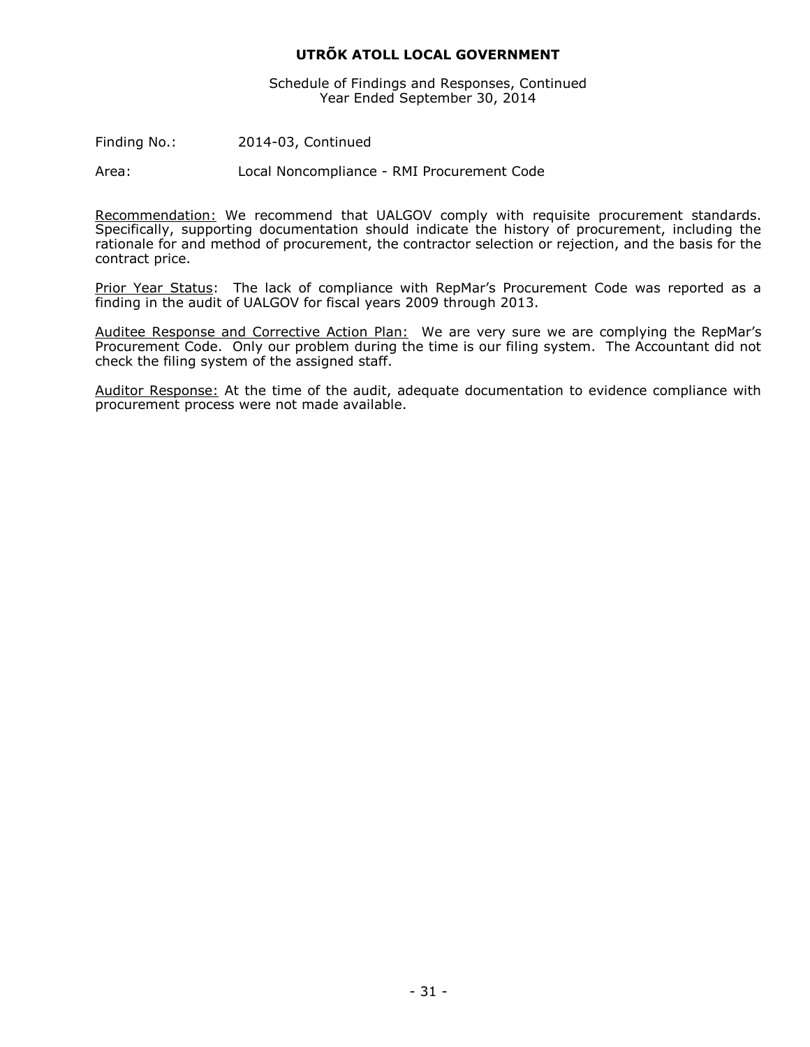**UTRÕK ATOLL LOCAL GOVERNMENT**

Schedule of Findings and Responses, Continued
Year Ended September 30, 2014

Finding No.: 2014-03, Continued

Area: Local Noncompliance - RMI Procurement Code

Recommendation: We recommend that UALGOV comply with requisite procurement standards. Specifically, supporting documentation should indicate the history of procurement, including the rationale for and method of procurement, the contractor selection or rejection, and the basis for the contract price.

Prior Year Status: The lack of compliance with RepMar's Procurement Code was reported as a finding in the audit of UALGOV for fiscal years 2009 through 2013.

Auditee Response and Corrective Action Plan: We are very sure we are complying the RepMar's Procurement Code. Only our problem during the time is our filing system. The Accountant did not check the filing system of the assigned staff.

Auditor Response: At the time of the audit, adequate documentation to evidence compliance with procurement process were not made available.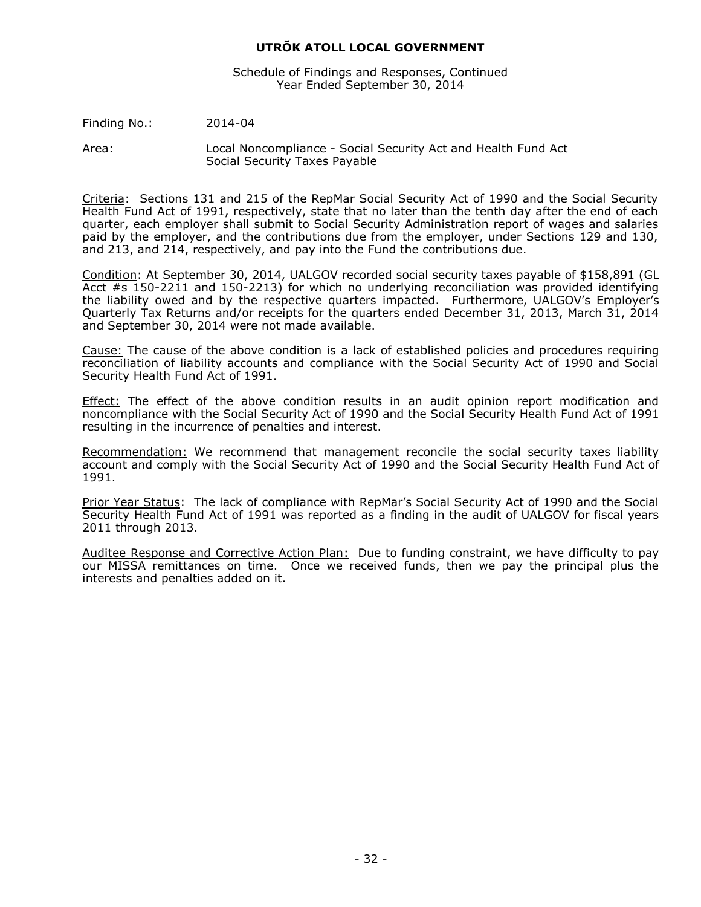# UTRÕK ATOLL LOCAL GOVERNMENT

Schedule of Findings and Responses, Continued
Year Ended September 30, 2014

Finding No.: 2014-04

Area: Local Noncompliance - Social Security Act and Health Fund Act
Social Security Taxes Payable

Criteria: Sections 131 and 215 of the RepMar Social Security Act of 1990 and the Social Security Health Fund Act of 1991, respectively, state that no later than the tenth day after the end of each quarter, each employer shall submit to Social Security Administration report of wages and salaries paid by the employer, and the contributions due from the employer, under Sections 129 and 130, and 213, and 214, respectively, and pay into the Fund the contributions due.

Condition: At September 30, 2014, UALGOV recorded social security taxes payable of $158,891 (GL Acct #s 150-2211 and 150-2213) for which no underlying reconciliation was provided identifying the liability owed and by the respective quarters impacted. Furthermore, UALGOV's Employer's Quarterly Tax Returns and/or receipts for the quarters ended December 31, 2013, March 31, 2014 and September 30, 2014 were not made available.

Cause: The cause of the above condition is a lack of established policies and procedures requiring reconciliation of liability accounts and compliance with the Social Security Act of 1990 and Social Security Health Fund Act of 1991.

Effect: The effect of the above condition results in an audit opinion report modification and noncompliance with the Social Security Act of 1990 and the Social Security Health Fund Act of 1991 resulting in the incurrence of penalties and interest.

Recommendation: We recommend that management reconcile the social security taxes liability account and comply with the Social Security Act of 1990 and the Social Security Health Fund Act of 1991.

Prior Year Status: The lack of compliance with RepMar's Social Security Act of 1990 and the Social Security Health Fund Act of 1991 was reported as a finding in the audit of UALGOV for fiscal years 2011 through 2013.

Auditee Response and Corrective Action Plan: Due to funding constraint, we have difficulty to pay our MISSA remittances on time. Once we received funds, then we pay the principal plus the interests and penalties added on it.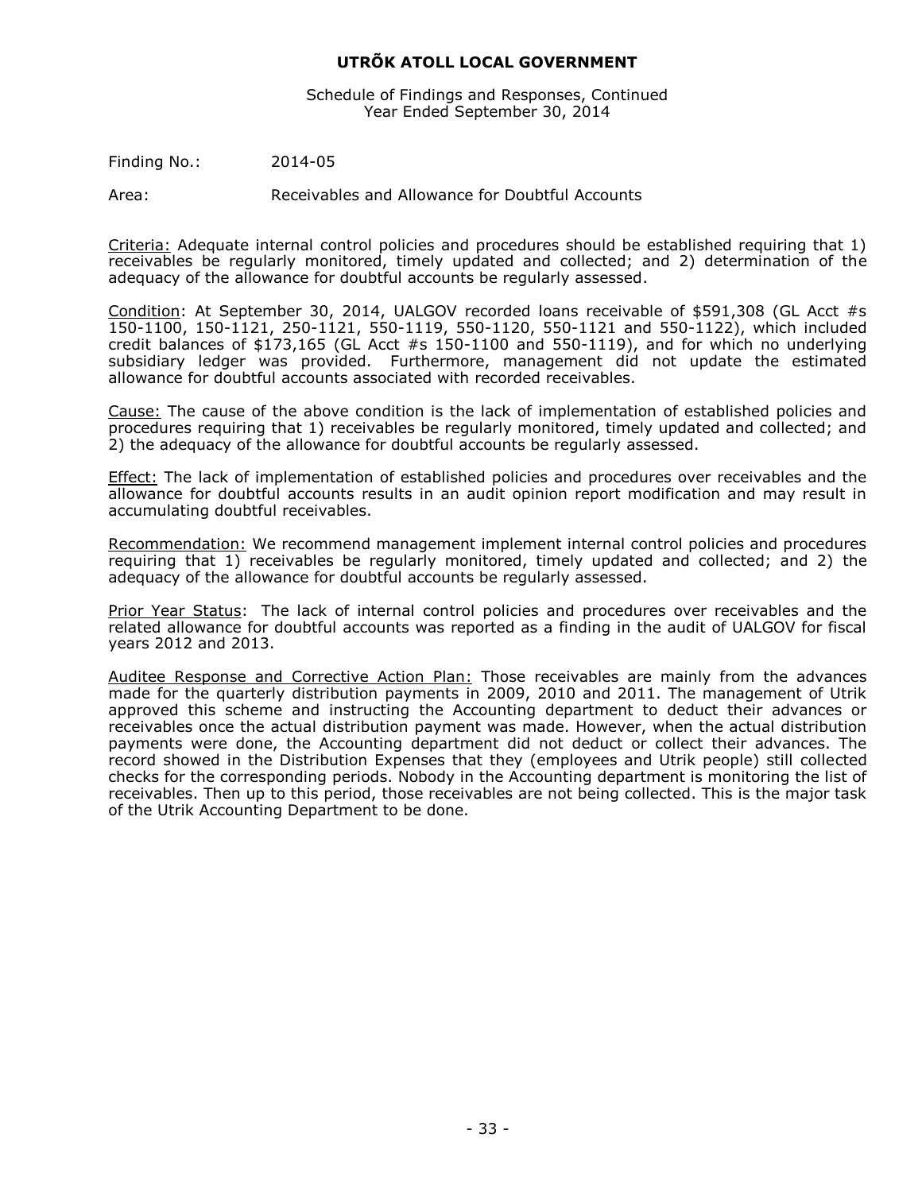Finding No.: 2014-05

Area: Receivables and Allowance for Doubtful Accounts

Criteria: Adequate internal control policies and procedures should be established requiring that 1) receivables be regularly monitored, timely updated and collected; and 2) determination of the adequacy of the allowance for doubtful accounts be regularly assessed.

Condition: At September 30, 2014, UALGOV recorded loans receivable of $591,308 (GL Acct #s 150-1100, 150-1121, 250-1121, 550-1119, 550-1120, 550-1121 and 550-1122), which included credit balances of $173,165 (GL Acct #s 150-1100 and 550-1119), and for which no underlying subsidiary ledger was provided. Furthermore, management did not update the estimated allowance for doubtful accounts associated with recorded receivables.

Cause: The cause of the above condition is the lack of implementation of established policies and procedures requiring that 1) receivables be regularly monitored, timely updated and collected; and 2) the adequacy of the allowance for doubtful accounts be regularly assessed.

Effect: The lack of implementation of established policies and procedures over receivables and the allowance for doubtful accounts results in an audit opinion report modification and may result in accumulating doubtful receivables.

Recommendation: We recommend management implement internal control policies and procedures requiring that 1) receivables be regularly monitored, timely updated and collected; and 2) the adequacy of the allowance for doubtful accounts be regularly assessed.

Prior Year Status: The lack of internal control policies and procedures over receivables and the related allowance for doubtful accounts was reported as a finding in the audit of UALGOV for fiscal years 2012 and 2013.

Auditee Response and Corrective Action Plan: Those receivables are mainly from the advances made for the quarterly distribution payments in 2009, 2010 and 2011. The management of Utrik approved this scheme and instructing the Accounting department to deduct their advances or receivables once the actual distribution payment was made. However, when the actual distribution payments were done, the Accounting department did not deduct or collect their advances. The record showed in the Distribution Expenses that they (employees and Utrik people) still collected checks for the corresponding periods. Nobody in the Accounting department is monitoring the list of receivables. Then up to this period, those receivables are not being collected. This is the major task of the Utrik Accounting Department to be done.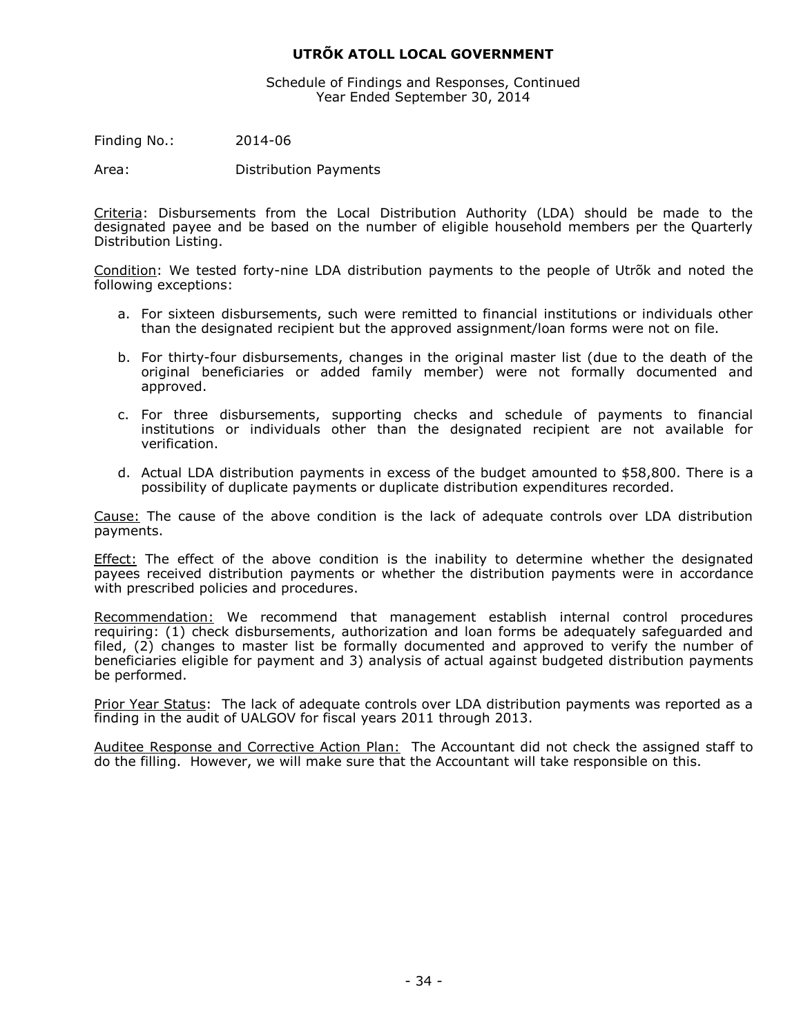**UTRÕK ATOLL LOCAL GOVERNMENT**

Schedule of Findings and Responses, Continued
Year Ended September 30, 2014

Finding No.: 2014-06

Area: Distribution Payments

Criteria: Disbursements from the Local Distribution Authority (LDA) should be made to the designated payee and be based on the number of eligible household members per the Quarterly Distribution Listing.

Condition: We tested forty-nine LDA distribution payments to the people of Utrõk and noted the following exceptions:

a. For sixteen disbursements, such were remitted to financial institutions or individuals other than the designated recipient but the approved assignment/loan forms were not on file.

b. For thirty-four disbursements, changes in the original master list (due to the death of the original beneficiaries or added family member) were not formally documented and approved.

c. For three disbursements, supporting checks and schedule of payments to financial institutions or individuals other than the designated recipient are not available for verification.

d. Actual LDA distribution payments in excess of the budget amounted to $58,800. There is a possibility of duplicate payments or duplicate distribution expenditures recorded.

Cause: The cause of the above condition is the lack of adequate controls over LDA distribution payments.

Effect: The effect of the above condition is the inability to determine whether the designated payees received distribution payments or whether the distribution payments were in accordance with prescribed policies and procedures.

Recommendation: We recommend that management establish internal control procedures requiring: (1) check disbursements, authorization and loan forms be adequately safeguarded and filed, (2) changes to master list be formally documented and approved to verify the number of beneficiaries eligible for payment and 3) analysis of actual against budgeted distribution payments be performed.

Prior Year Status: The lack of adequate controls over LDA distribution payments was reported as a finding in the audit of UALGOV for fiscal years 2011 through 2013.

Auditee Response and Corrective Action Plan: The Accountant did not check the assigned staff to do the filling. However, we will make sure that the Accountant will take responsible on this.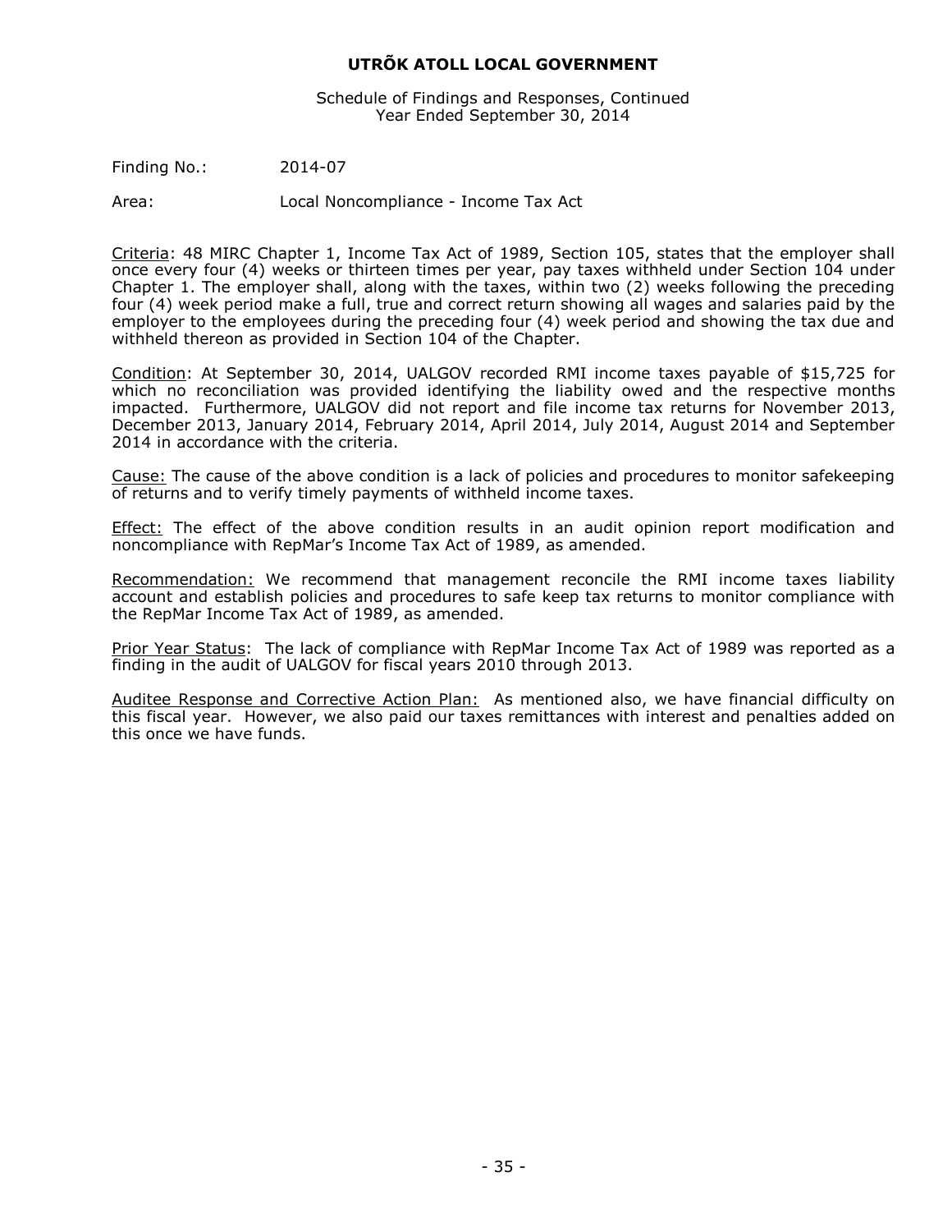**UTRÕK ATOLL LOCAL GOVERNMENT**

Schedule of Findings and Responses, Continued
Year Ended September 30, 2014

Finding No.: 2014-07

Area: Local Noncompliance - Income Tax Act

Criteria: 48 MIRC Chapter 1, Income Tax Act of 1989, Section 105, states that the employer shall once every four (4) weeks or thirteen times per year, pay taxes withheld under Section 104 under Chapter 1. The employer shall, along with the taxes, within two (2) weeks following the preceding four (4) week period make a full, true and correct return showing all wages and salaries paid by the employer to the employees during the preceding four (4) week period and showing the tax due and withheld thereon as provided in Section 104 of the Chapter.

Condition: At September 30, 2014, UALGOV recorded RMI income taxes payable of $15,725 for which no reconciliation was provided identifying the liability owed and the respective months impacted. Furthermore, UALGOV did not report and file income tax returns for November 2013, December 2013, January 2014, February 2014, April 2014, July 2014, August 2014 and September 2014 in accordance with the criteria.

Cause: The cause of the above condition is a lack of policies and procedures to monitor safekeeping of returns and to verify timely payments of withheld income taxes.

Effect: The effect of the above condition results in an audit opinion report modification and noncompliance with RepMar's Income Tax Act of 1989, as amended.

Recommendation: We recommend that management reconcile the RMI income taxes liability account and establish policies and procedures to safe keep tax returns to monitor compliance with the RepMar Income Tax Act of 1989, as amended.

Prior Year Status: The lack of compliance with RepMar Income Tax Act of 1989 was reported as a finding in the audit of UALGOV for fiscal years 2010 through 2013.

Auditee Response and Corrective Action Plan: As mentioned also, we have financial difficulty on this fiscal year. However, we also paid our taxes remittances with interest and penalties added on this once we have funds.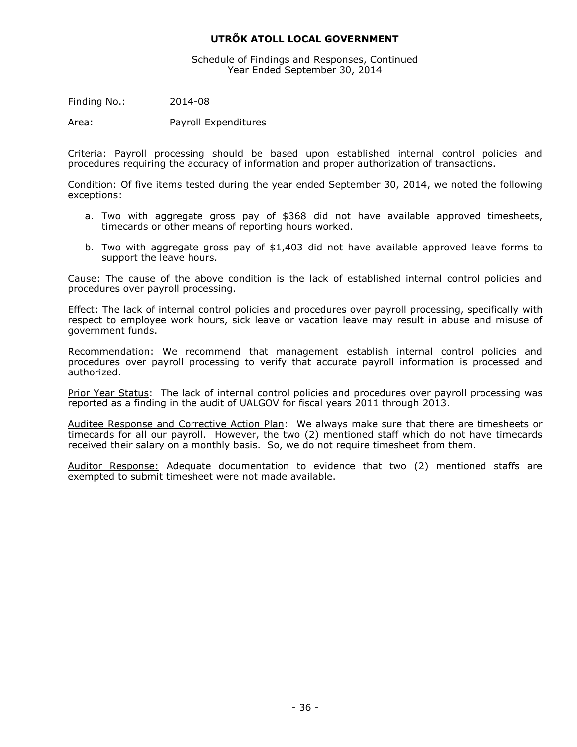# UTRÕK ATOLL LOCAL GOVERNMENT

Schedule of Findings and Responses, Continued
Year Ended September 30, 2014

Finding No.: 2014-08

Area: Payroll Expenditures

Criteria: Payroll processing should be based upon established internal control policies and procedures requiring the accuracy of information and proper authorization of transactions.

Condition: Of five items tested during the year ended September 30, 2014, we noted the following exceptions:

a. Two with aggregate gross pay of $368 did not have available approved timesheets, timecards or other means of reporting hours worked.

b. Two with aggregate gross pay of $1,403 did not have available approved leave forms to support the leave hours.

Cause: The cause of the above condition is the lack of established internal control policies and procedures over payroll processing.

Effect: The lack of internal control policies and procedures over payroll processing, specifically with respect to employee work hours, sick leave or vacation leave may result in abuse and misuse of government funds.

Recommendation: We recommend that management establish internal control policies and procedures over payroll processing to verify that accurate payroll information is processed and authorized.

Prior Year Status: The lack of internal control policies and procedures over payroll processing was reported as a finding in the audit of UALGOV for fiscal years 2011 through 2013.

Auditee Response and Corrective Action Plan: We always make sure that there are timesheets or timecards for all our payroll. However, the two (2) mentioned staff which do not have timecards received their salary on a monthly basis. So, we do not require timesheet from them.

Auditor Response: Adequate documentation to evidence that two (2) mentioned staffs are exempted to submit timesheet were not made available.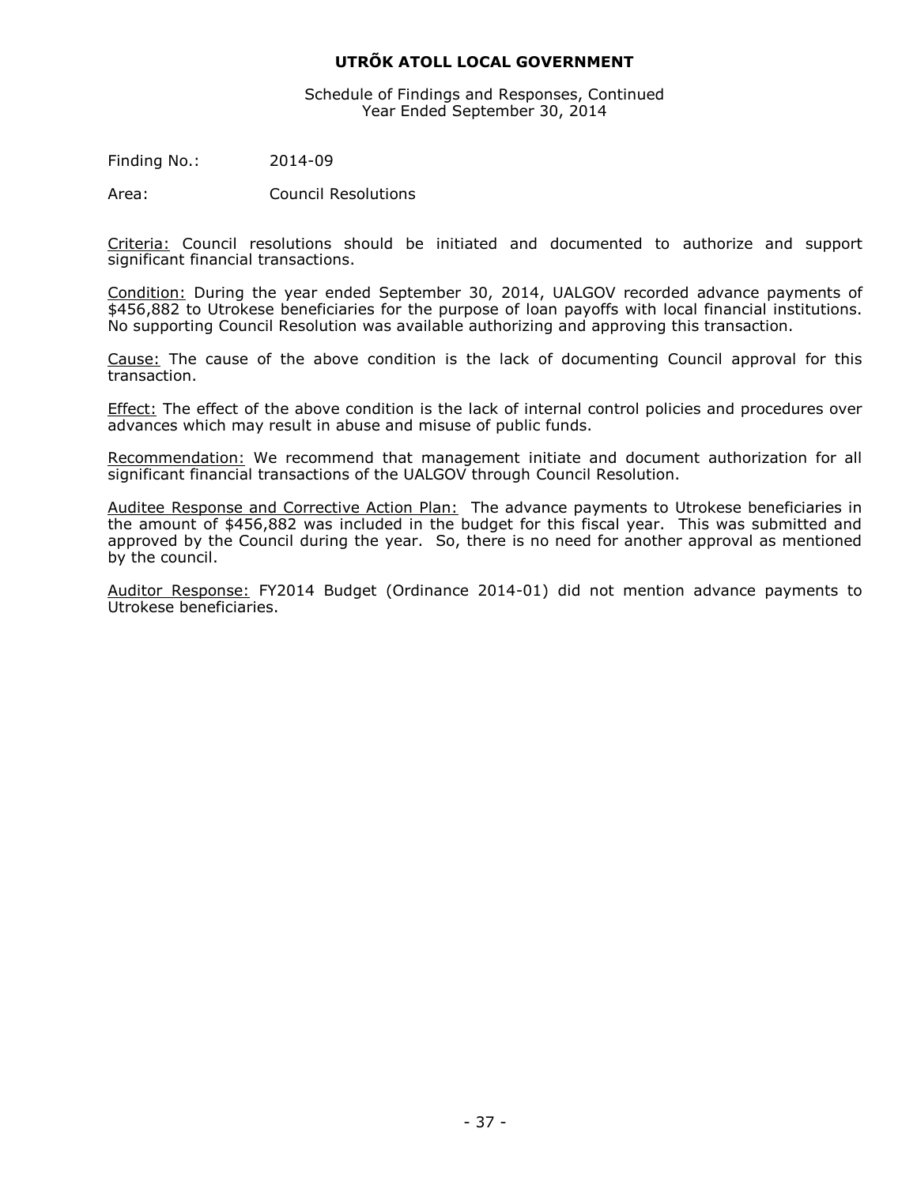**UTRÕK ATOLL LOCAL GOVERNMENT**

Schedule of Findings and Responses, Continued
Year Ended September 30, 2014

Finding No.: 2014-09

Area: Council Resolutions

Criteria: Council resolutions should be initiated and documented to authorize and support significant financial transactions.

Condition: During the year ended September 30, 2014, UALGOV recorded advance payments of $456,882 to Utrokese beneficiaries for the purpose of loan payoffs with local financial institutions. No supporting Council Resolution was available authorizing and approving this transaction.

Cause: The cause of the above condition is the lack of documenting Council approval for this transaction.

Effect: The effect of the above condition is the lack of internal control policies and procedures over advances which may result in abuse and misuse of public funds.

Recommendation: We recommend that management initiate and document authorization for all significant financial transactions of the UALGOV through Council Resolution.

Auditee Response and Corrective Action Plan: The advance payments to Utrokese beneficiaries in the amount of $456,882 was included in the budget for this fiscal year. This was submitted and approved by the Council during the year. So, there is no need for another approval as mentioned by the council.

Auditor Response: FY2014 Budget (Ordinance 2014-01) did not mention advance payments to Utrokese beneficiaries.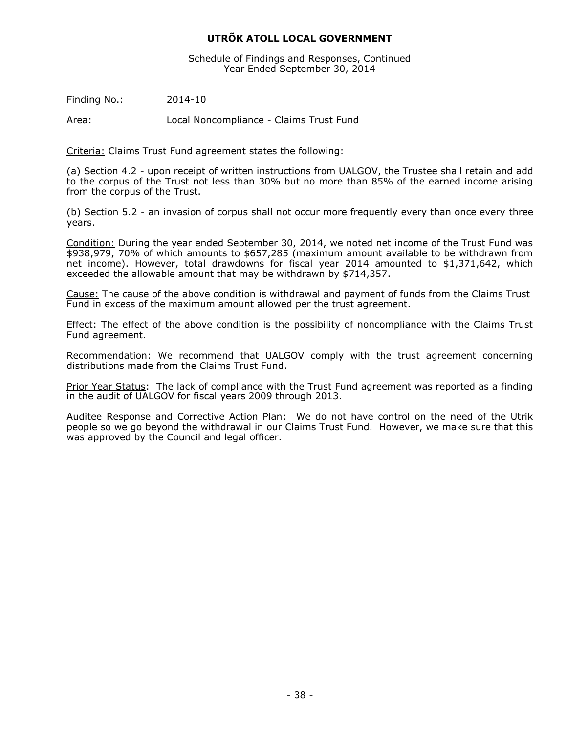# UTRÕK ATOLL LOCAL GOVERNMENT

Schedule of Findings and Responses, Continued
Year Ended September 30, 2014

Finding No.: 2014-10

Area: Local Noncompliance - Claims Trust Fund

Criteria: Claims Trust Fund agreement states the following:

(a) Section 4.2 - upon receipt of written instructions from UALGOV, the Trustee shall retain and add to the corpus of the Trust not less than 30% but no more than 85% of the earned income arising from the corpus of the Trust.

(b) Section 5.2 - an invasion of corpus shall not occur more frequently every than once every three years.

Condition: During the year ended September 30, 2014, we noted net income of the Trust Fund was $938,979, 70% of which amounts to $657,285 (maximum amount available to be withdrawn from net income). However, total drawdowns for fiscal year 2014 amounted to $1,371,642, which exceeded the allowable amount that may be withdrawn by $714,357.

Cause: The cause of the above condition is withdrawal and payment of funds from the Claims Trust Fund in excess of the maximum amount allowed per the trust agreement.

Effect: The effect of the above condition is the possibility of noncompliance with the Claims Trust Fund agreement.

Recommendation: We recommend that UALGOV comply with the trust agreement concerning distributions made from the Claims Trust Fund.

Prior Year Status: The lack of compliance with the Trust Fund agreement was reported as a finding in the audit of UALGOV for fiscal years 2009 through 2013.

Auditee Response and Corrective Action Plan: We do not have control on the need of the Utrik people so we go beyond the withdrawal in our Claims Trust Fund. However, we make sure that this was approved by the Council and legal officer.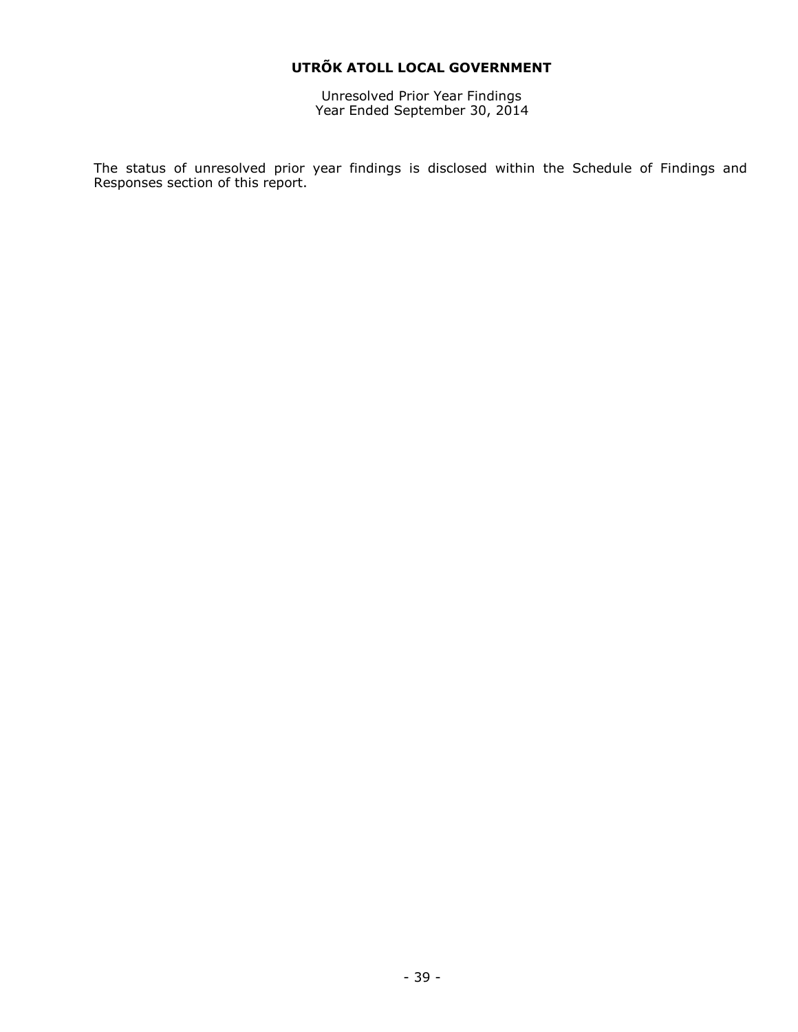# UTRÕK ATOLL LOCAL GOVERNMENT

Unresolved Prior Year Findings
Year Ended September 30, 2014

The status of unresolved prior year findings is disclosed within the Schedule of Findings and Responses section of this report.